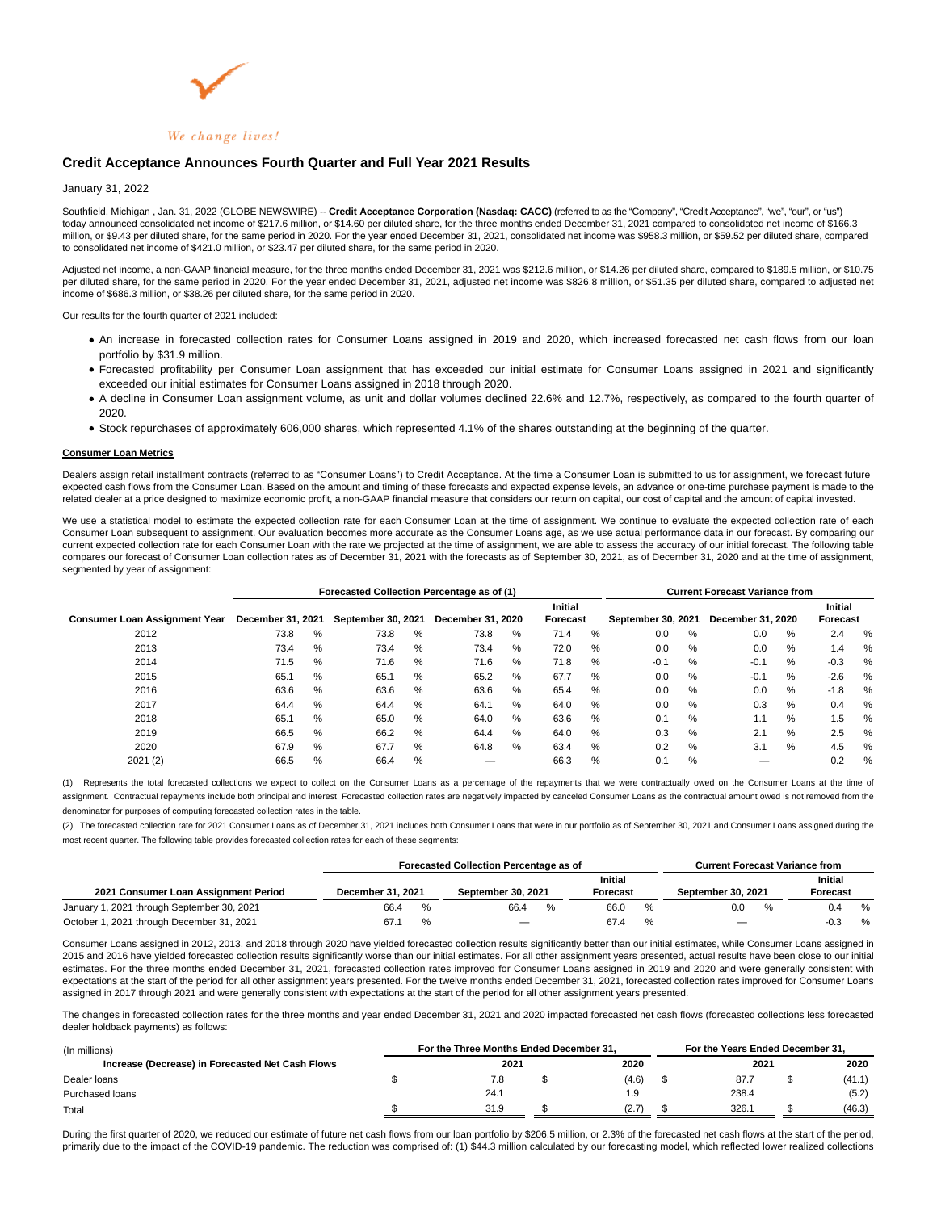We change lives!

## Credit Acceptance Announces Fourth Quarter and Full Year 2021 Results

January 31, 2022

Southfield, Michigan , Jan. 31, 2022 (GLOBE NEWSWIRE) -- **Credit Acceptance Corporation (Nasdaq: CACC)** (referred to as the "Company", "Credit Acceptance", "we", "our", or "us") today announced consolidated net income of $217.6 million, or $14.60 per diluted share, for the three months ended December 31, 2021 compared to consolidated net income of $166.3 million, or $9.43 per diluted share, for the same period in 2020. For the year ended December 31, 2021, consolidated net income was $958.3 million, or $59.52 per diluted share, compared to consolidated net income of $421.0 million, or $23.47 per diluted share, for the same period in 2020.

Adjusted net income, a non-GAAP financial measure, for the three months ended December 31, 2021 was $212.6 million, or $14.26 per diluted share, compared to $189.5 million, or $10.75 per diluted share, for the same period in 2020. For the year ended December 31, 2021, adjusted net income was $826.8 million, or $51.35 per diluted share, compared to adjusted net income of $686.3 million, or $38.26 per diluted share, for the same period in 2020.

Our results for the fourth quarter of 2021 included:

- An increase in forecasted collection rates for Consumer Loans assigned in 2019 and 2020, which increased forecasted net cash flows from our loan portfolio by $31.9 million.
- Forecasted profitability per Consumer Loan assignment that has exceeded our initial estimate for Consumer Loans assigned in 2021 and significantly exceeded our initial estimates for Consumer Loans assigned in 2018 through 2020.
- A decline in Consumer Loan assignment volume, as unit and dollar volumes declined 22.6% and 12.7%, respectively, as compared to the fourth quarter of 2020.
- Stock repurchases of approximately 606,000 shares, which represented 4.1% of the shares outstanding at the beginning of the quarter.

**Consumer Loan Metrics**

Dealers assign retail installment contracts (referred to as "Consumer Loans") to Credit Acceptance. At the time a Consumer Loan is submitted to us for assignment, we forecast future expected cash flows from the Consumer Loan. Based on the amount and timing of these forecasts and expected expense levels, an advance or one-time purchase payment is made to the related dealer at a price designed to maximize economic profit, a non-GAAP financial measure that considers our return on capital, our cost of capital and the amount of capital invested.

We use a statistical model to estimate the expected collection rate for each Consumer Loan at the time of assignment. We continue to evaluate the expected collection rate of each Consumer Loan subsequent to assignment. Our evaluation becomes more accurate as the Consumer Loans age, as we use actual performance data in our forecast. By comparing our current expected collection rate for each Consumer Loan with the rate we projected at the time of assignment, we are able to assess the accuracy of our initial forecast. The following table compares our forecast of Consumer Loan collection rates as of December 31, 2021 with the forecasts as of September 30, 2021, as of December 31, 2020 and at the time of assignment, segmented by year of assignment:

| | Forecasted Collection Percentage as of (1) | | | | Current Forecast Variance from | | |
|---|---|---|---|---|---|---|---|
| Consumer Loan Assignment Year | December 31, 2021 | September 30, 2021 | December 31, 2020 | Initial Forecast | September 30, 2021 | December 31, 2020 | Initial Forecast |
| 2012 | 73.8 % | 73.8 % | 73.8 % | 71.4 % | 0.0 % | 0.0 % | 2.4 % |
| 2013 | 73.4 % | 73.4 % | 73.4 % | 72.0 % | 0.0 % | 0.0 % | 1.4 % |
| 2014 | 71.5 % | 71.6 % | 71.6 % | 71.8 % | -0.1 % | -0.1 % | -0.3 % |
| 2015 | 65.1 % | 65.1 % | 65.2 % | 67.7 % | 0.0 % | -0.1 % | -2.6 % |
| 2016 | 63.6 % | 63.6 % | 63.6 % | 65.4 % | 0.0 % | 0.0 % | -1.8 % |
| 2017 | 64.4 % | 64.4 % | 64.1 % | 64.0 % | 0.0 % | 0.3 % | 0.4 % |
| 2018 | 65.1 % | 65.0 % | 64.0 % | 63.6 % | 0.1 % | 1.1 % | 1.5 % |
| 2019 | 66.5 % | 66.2 % | 64.4 % | 64.0 % | 0.3 % | 2.1 % | 2.5 % |
| 2020 | 67.9 % | 67.7 % | 64.8 % | 63.4 % | 0.2 % | 3.1 % | 4.5 % |
| 2021 (2) | 66.5 % | 66.4 % | — | 66.3 % | 0.1 % | — | 0.2 % |

(1) Represents the total forecasted collections we expect to collect on the Consumer Loans as a percentage of the repayments that we were contractually owed on the Consumer Loans at the time of assignment. Contractual repayments include both principal and interest. Forecasted collection rates are negatively impacted by canceled Consumer Loans as the contractual amount owed is not removed from the denominator for purposes of computing forecasted collection rates in the table.

(2) The forecasted collection rate for 2021 Consumer Loans as of December 31, 2021 includes both Consumer Loans that were in our portfolio as of September 30, 2021 and Consumer Loans assigned during the most recent quarter. The following table provides forecasted collection rates for each of these segments:

| | Forecasted Collection Percentage as of | | | Current Forecast Variance from | |
|---|---|---|---|---|---|
| 2021 Consumer Loan Assignment Period | December 31, 2021 | September 30, 2021 | Initial Forecast | September 30, 2021 | Initial Forecast |
| January 1, 2021 through September 30, 2021 | 66.4 % | 66.4 % | 66.0 % | 0.0 % | 0.4 % |
| October 1, 2021 through December 31, 2021 | 67.1 % | — | 67.4 % | — | -0.3 % |

Consumer Loans assigned in 2012, 2013, and 2018 through 2020 have yielded forecasted collection results significantly better than our initial estimates, while Consumer Loans assigned in 2015 and 2016 have yielded forecasted collection results significantly worse than our initial estimates. For all other assignment years presented, actual results have been close to our initial estimates. For the three months ended December 31, 2021, forecasted collection rates improved for Consumer Loans assigned in 2019 and 2020 and were generally consistent with expectations at the start of the period for all other assignment years presented. For the twelve months ended December 31, 2021, forecasted collection rates improved for Consumer Loans assigned in 2017 through 2021 and were generally consistent with expectations at the start of the period for all other assignment years presented.

The changes in forecasted collection rates for the three months and year ended December 31, 2021 and 2020 impacted forecasted net cash flows (forecasted collections less forecasted dealer holdback payments) as follows:

| (In millions) | For the Three Months Ended December 31, | | For the Years Ended December 31, | |
|---|---|---|---|---|
| Increase (Decrease) in Forecasted Net Cash Flows | 2021 | 2020 | 2021 | 2020 |
| Dealer loans | $ 7.8 | $ (4.6) | $ 87.7 | $ (41.1) |
| Purchased loans | 24.1 | 1.9 | 238.4 | (5.2) |
| Total | $ 31.9 | $ (2.7) | $ 326.1 | $ (46.3) |

During the first quarter of 2020, we reduced our estimate of future net cash flows from our loan portfolio by $206.5 million, or 2.3% of the forecasted net cash flows at the start of the period, primarily due to the impact of the COVID-19 pandemic. The reduction was comprised of: (1) $44.3 million calculated by our forecasting model, which reflected lower realized collections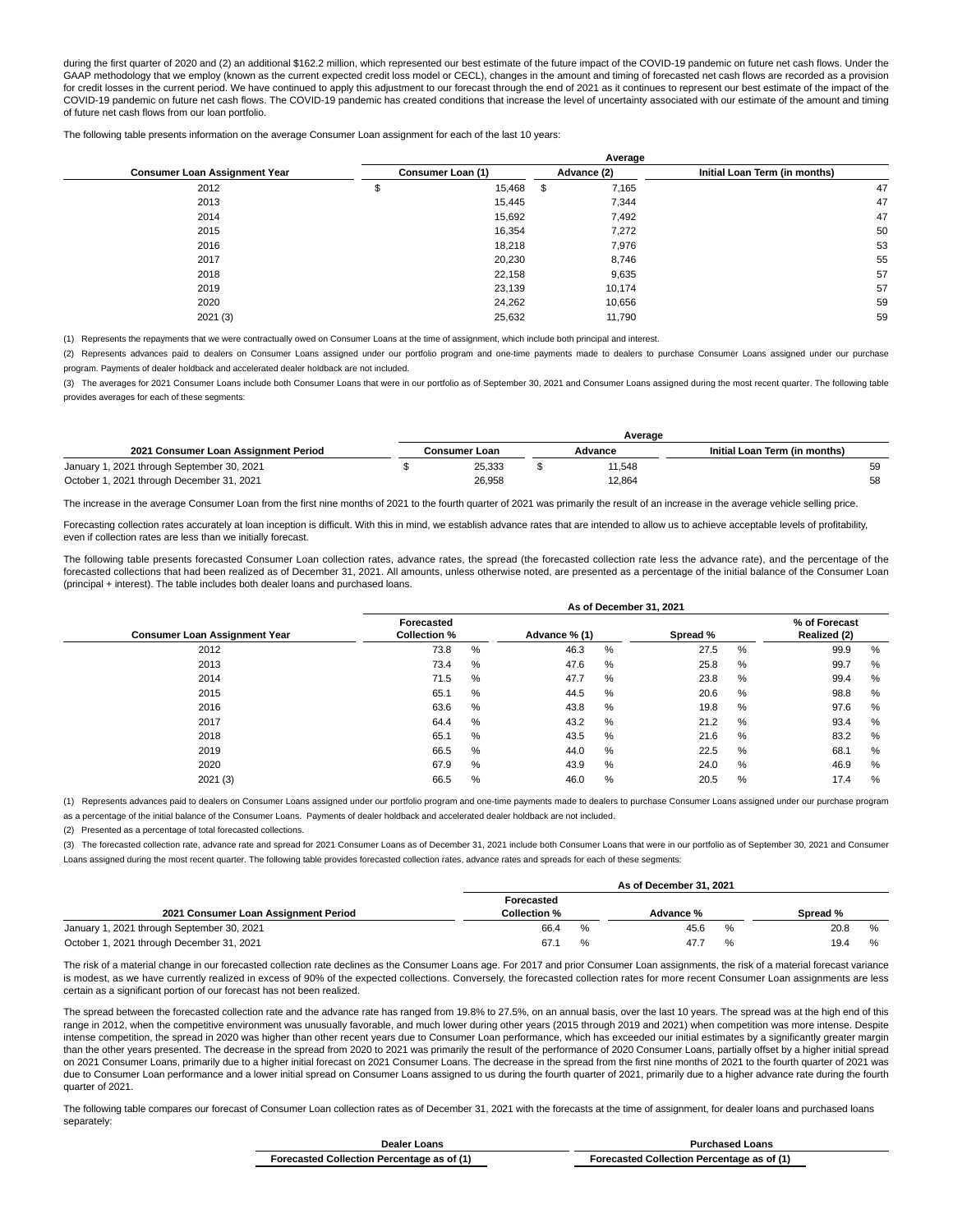during the first quarter of 2020 and (2) an additional $162.2 million, which represented our best estimate of the future impact of the COVID-19 pandemic on future net cash flows. Under the GAAP methodology that we employ (known as the current expected credit loss model or CECL), changes in the amount and timing of forecasted net cash flows are recorded as a provision for credit losses in the current period. We have continued to apply this adjustment to our forecast through the end of 2021 as it continues to represent our best estimate of the impact of the COVID-19 pandemic on future net cash flows. The COVID-19 pandemic has created conditions that increase the level of uncertainty associated with our estimate of the amount and timing of future net cash flows from our loan portfolio.

The following table presents information on the average Consumer Loan assignment for each of the last 10 years:

| | Average | | |
|---|---|---|---|
| **Consumer Loan Assignment Year** | **Consumer Loan (1)** | **Advance (2)** | **Initial Loan Term (in months)** |
| 2012 | $ 15,468 | $ 7,165 | 47 |
| 2013 | 15,445 | 7,344 | 47 |
| 2014 | 15,692 | 7,492 | 47 |
| 2015 | 16,354 | 7,272 | 50 |
| 2016 | 18,218 | 7,976 | 53 |
| 2017 | 20,230 | 8,746 | 55 |
| 2018 | 22,158 | 9,635 | 57 |
| 2019 | 23,139 | 10,174 | 57 |
| 2020 | 24,262 | 10,656 | 59 |
| 2021 (3) | 25,632 | 11,790 | 59 |

(1) Represents the repayments that we were contractually owed on Consumer Loans at the time of assignment, which include both principal and interest.

(2) Represents advances paid to dealers on Consumer Loans assigned under our portfolio program and one-time payments made to dealers to purchase Consumer Loans assigned under our purchase program. Payments of dealer holdback and accelerated dealer holdback are not included.

(3) The averages for 2021 Consumer Loans include both Consumer Loans that were in our portfolio as of September 30, 2021 and Consumer Loans assigned during the most recent quarter. The following table provides averages for each of these segments:

| | Average | | |
|---|---|---|---|
| **2021 Consumer Loan Assignment Period** | **Consumer Loan** | **Advance** | **Initial Loan Term (in months)** |
| January 1, 2021 through September 30, 2021 | $ 25,333 | $ 11,548 | 59 |
| October 1, 2021 through December 31, 2021 | 26,958 | 12,864 | 58 |

The increase in the average Consumer Loan from the first nine months of 2021 to the fourth quarter of 2021 was primarily the result of an increase in the average vehicle selling price.

Forecasting collection rates accurately at loan inception is difficult. With this in mind, we establish advance rates that are intended to allow us to achieve acceptable levels of profitability, even if collection rates are less than we initially forecast.

The following table presents forecasted Consumer Loan collection rates, advance rates, the spread (the forecasted collection rate less the advance rate), and the percentage of the forecasted collections that had been realized as of December 31, 2021. All amounts, unless otherwise noted, are presented as a percentage of the initial balance of the Consumer Loan (principal + interest). The table includes both dealer loans and purchased loans.

| | As of December 31, 2021 | | | |
|---|---|---|---|---|
| **Consumer Loan Assignment Year** | **Forecasted Collection %** | **Advance % (1)** | **Spread %** | **% of Forecast Realized (2)** |
| 2012 | 73.8 % | 46.3 % | 27.5 % | 99.9 % |
| 2013 | 73.4 % | 47.6 % | 25.8 % | 99.7 % |
| 2014 | 71.5 % | 47.7 % | 23.8 % | 99.4 % |
| 2015 | 65.1 % | 44.5 % | 20.6 % | 98.8 % |
| 2016 | 63.6 % | 43.8 % | 19.8 % | 97.6 % |
| 2017 | 64.4 % | 43.2 % | 21.2 % | 93.4 % |
| 2018 | 65.1 % | 43.5 % | 21.6 % | 83.2 % |
| 2019 | 66.5 % | 44.0 % | 22.5 % | 68.1 % |
| 2020 | 67.9 % | 43.9 % | 24.0 % | 46.9 % |
| 2021 (3) | 66.5 % | 46.0 % | 20.5 % | 17.4 % |

(1) Represents advances paid to dealers on Consumer Loans assigned under our portfolio program and one-time payments made to dealers to purchase Consumer Loans assigned under our purchase program as a percentage of the initial balance of the Consumer Loans. Payments of dealer holdback and accelerated dealer holdback are not included.

(2) Presented as a percentage of total forecasted collections.

(3) The forecasted collection rate, advance rate and spread for 2021 Consumer Loans as of December 31, 2021 include both Consumer Loans that were in our portfolio as of September 30, 2021 and Consumer Loans assigned during the most recent quarter. The following table provides forecasted collection rates, advance rates and spreads for each of these segments:

| | As of December 31, 2021 | | |
|---|---|---|---|
| **2021 Consumer Loan Assignment Period** | **Forecasted Collection %** | **Advance %** | **Spread %** |
| January 1, 2021 through September 30, 2021 | 66.4 % | 45.6 % | 20.8 % |
| October 1, 2021 through December 31, 2021 | 67.1 % | 47.7 % | 19.4 % |

The risk of a material change in our forecasted collection rate declines as the Consumer Loans age. For 2017 and prior Consumer Loan assignments, the risk of a material forecast variance is modest, as we have currently realized in excess of 90% of the expected collections. Conversely, the forecasted collection rates for more recent Consumer Loan assignments are less certain as a significant portion of our forecast has not been realized.

The spread between the forecasted collection rate and the advance rate has ranged from 19.8% to 27.5%, on an annual basis, over the last 10 years. The spread was at the high end of this range in 2012, when the competitive environment was unusually favorable, and much lower during other years (2015 through 2019 and 2021) when competition was more intense. Despite intense competition, the spread in 2020 was higher than other recent years due to Consumer Loan performance, which has exceeded our initial estimates by a significantly greater margin than the other years presented. The decrease in the spread from 2020 to 2021 was primarily the result of the performance of 2020 Consumer Loans, partially offset by a higher initial spread on 2021 Consumer Loans, primarily due to a higher initial forecast on 2021 Consumer Loans. The decrease in the spread from the first nine months of 2021 to the fourth quarter of 2021 was due to Consumer Loan performance and a lower initial spread on Consumer Loans assigned to us during the fourth quarter of 2021, primarily due to a higher advance rate during the fourth quarter of 2021.

The following table compares our forecast of Consumer Loan collection rates as of December 31, 2021 with the forecasts at the time of assignment, for dealer loans and purchased loans separately:

| Dealer Loans | Purchased Loans |
|---|---|
| **Forecasted Collection Percentage as of (1)** | **Forecasted Collection Percentage as of (1)** |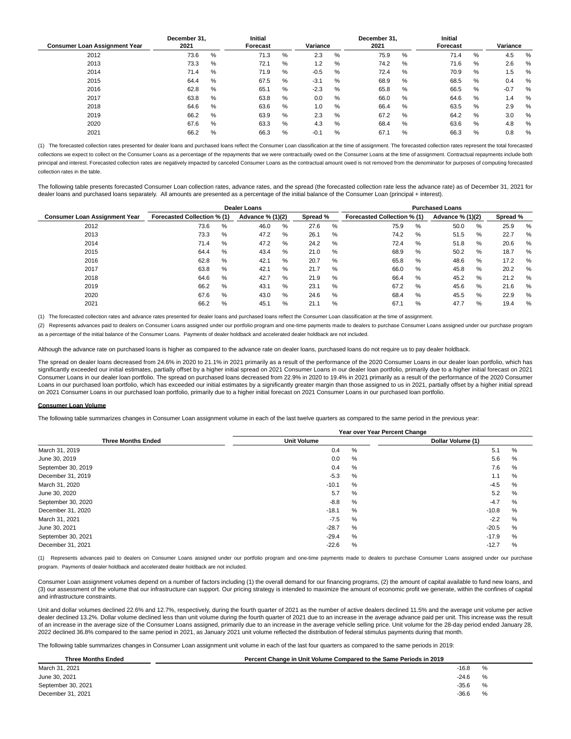| Consumer Loan Assignment Year | December 31, 2021 | Initial Forecast | Variance | December 31, 2021 | Initial Forecast | Variance |
|---|---|---|---|---|---|---|
| 2012 | 73.6 % | 71.3 % | 2.3 % | 75.9 % | 71.4 % | 4.5 % |
| 2013 | 73.3 % | 72.1 % | 1.2 % | 74.2 % | 71.6 % | 2.6 % |
| 2014 | 71.4 % | 71.9 % | -0.5 % | 72.4 % | 70.9 % | 1.5 % |
| 2015 | 64.4 % | 67.5 % | -3.1 % | 68.9 % | 68.5 % | 0.4 % |
| 2016 | 62.8 % | 65.1 % | -2.3 % | 65.8 % | 66.5 % | -0.7 % |
| 2017 | 63.8 % | 63.8 % | 0.0 % | 66.0 % | 64.6 % | 1.4 % |
| 2018 | 64.6 % | 63.6 % | 1.0 % | 66.4 % | 63.5 % | 2.9 % |
| 2019 | 66.2 % | 63.9 % | 2.3 % | 67.2 % | 64.2 % | 3.0 % |
| 2020 | 67.6 % | 63.3 % | 4.3 % | 68.4 % | 63.6 % | 4.8 % |
| 2021 | 66.2 % | 66.3 % | -0.1 % | 67.1 % | 66.3 % | 0.8 % |

(1) The forecasted collection rates presented for dealer loans and purchased loans reflect the Consumer Loan classification at the time of assignment. The forecasted collection rates represent the total forecasted collections we expect to collect on the Consumer Loans as a percentage of the repayments that we were contractually owed on the Consumer Loans at the time of assignment. Contractual repayments include both principal and interest. Forecasted collection rates are negatively impacted by canceled Consumer Loans as the contractual amount owed is not removed from the denominator for purposes of computing forecasted collection rates in the table.

The following table presents forecasted Consumer Loan collection rates, advance rates, and the spread (the forecasted collection rate less the advance rate) as of December 31, 2021 for dealer loans and purchased loans separately. All amounts are presented as a percentage of the initial balance of the Consumer Loan (principal + interest).

| | Dealer Loans | | | Purchased Loans | | |
|---|---|---|---|---|---|---|
| Consumer Loan Assignment Year | Forecasted Collection % (1) | Advance % (1)(2) | Spread % | Forecasted Collection % (1) | Advance % (1)(2) | Spread % |
| 2012 | 73.6 % | 46.0 % | 27.6 % | 75.9 % | 50.0 % | 25.9 % |
| 2013 | 73.3 % | 47.2 % | 26.1 % | 74.2 % | 51.5 % | 22.7 % |
| 2014 | 71.4 % | 47.2 % | 24.2 % | 72.4 % | 51.8 % | 20.6 % |
| 2015 | 64.4 % | 43.4 % | 21.0 % | 68.9 % | 50.2 % | 18.7 % |
| 2016 | 62.8 % | 42.1 % | 20.7 % | 65.8 % | 48.6 % | 17.2 % |
| 2017 | 63.8 % | 42.1 % | 21.7 % | 66.0 % | 45.8 % | 20.2 % |
| 2018 | 64.6 % | 42.7 % | 21.9 % | 66.4 % | 45.2 % | 21.2 % |
| 2019 | 66.2 % | 43.1 % | 23.1 % | 67.2 % | 45.6 % | 21.6 % |
| 2020 | 67.6 % | 43.0 % | 24.6 % | 68.4 % | 45.5 % | 22.9 % |
| 2021 | 66.2 % | 45.1 % | 21.1 % | 67.1 % | 47.7 % | 19.4 % |

(1) The forecasted collection rates and advance rates presented for dealer loans and purchased loans reflect the Consumer Loan classification at the time of assignment.

(2) Represents advances paid to dealers on Consumer Loans assigned under our portfolio program and one-time payments made to dealers to purchase Consumer Loans assigned under our purchase program as a percentage of the initial balance of the Consumer Loans. Payments of dealer holdback and accelerated dealer holdback are not included.

Although the advance rate on purchased loans is higher as compared to the advance rate on dealer loans, purchased loans do not require us to pay dealer holdback.

The spread on dealer loans decreased from 24.6% in 2020 to 21.1% in 2021 primarily as a result of the performance of the 2020 Consumer Loans in our dealer loan portfolio, which has significantly exceeded our initial estimates, partially offset by a higher initial spread on 2021 Consumer Loans in our dealer loan portfolio, primarily due to a higher initial forecast on 2021 Consumer Loans in our dealer loan portfolio. The spread on purchased loans decreased from 22.9% in 2020 to 19.4% in 2021 primarily as a result of the performance of the 2020 Consumer Loans in our purchased loan portfolio, which has exceeded our initial estimates by a significantly greater margin than those assigned to us in 2021, partially offset by a higher initial spread on 2021 Consumer Loans in our purchased loan portfolio, primarily due to a higher initial forecast on 2021 Consumer Loans in our purchased loan portfolio.

**Consumer Loan Volume**

The following table summarizes changes in Consumer Loan assignment volume in each of the last twelve quarters as compared to the same period in the previous year:

| | Year over Year Percent Change | |
|---|---|---|
| Three Months Ended | Unit Volume | Dollar Volume (1) |
| March 31, 2019 | 0.4 % | 5.1 % |
| June 30, 2019 | 0.0 % | 5.6 % |
| September 30, 2019 | 0.4 % | 7.6 % |
| December 31, 2019 | -5.3 % | 1.1 % |
| March 31, 2020 | -10.1 % | -4.5 % |
| June 30, 2020 | 5.7 % | 5.2 % |
| September 30, 2020 | -8.8 % | -4.7 % |
| December 31, 2020 | -18.1 % | -10.8 % |
| March 31, 2021 | -7.5 % | -2.2 % |
| June 30, 2021 | -28.7 % | -20.5 % |
| September 30, 2021 | -29.4 % | -17.9 % |
| December 31, 2021 | -22.6 % | -12.7 % |

(1) Represents advances paid to dealers on Consumer Loans assigned under our portfolio program and one-time payments made to dealers to purchase Consumer Loans assigned under our purchase program. Payments of dealer holdback and accelerated dealer holdback are not included.

Consumer Loan assignment volumes depend on a number of factors including (1) the overall demand for our financing programs, (2) the amount of capital available to fund new loans, and (3) our assessment of the volume that our infrastructure can support. Our pricing strategy is intended to maximize the amount of economic profit we generate, within the confines of capital and infrastructure constraints.

Unit and dollar volumes declined 22.6% and 12.7%, respectively, during the fourth quarter of 2021 as the number of active dealers declined 11.5% and the average unit volume per active dealer declined 13.2%. Dollar volume declined less than unit volume during the fourth quarter of 2021 due to an increase in the average advance paid per unit. This increase was the result of an increase in the average size of the Consumer Loans assigned, primarily due to an increase in the average vehicle selling price. Unit volume for the 28-day period ended January 28, 2022 declined 36.8% compared to the same period in 2021, as January 2021 unit volume reflected the distribution of federal stimulus payments during that month.

The following table summarizes changes in Consumer Loan assignment unit volume in each of the last four quarters as compared to the same periods in 2019:

| Three Months Ended | Percent Change in Unit Volume Compared to the Same Periods in 2019 |
|---|---|
| March 31, 2021 | -16.8 % |
| June 30, 2021 | -24.6 % |
| September 30, 2021 | -35.6 % |
| December 31, 2021 | -36.6 % |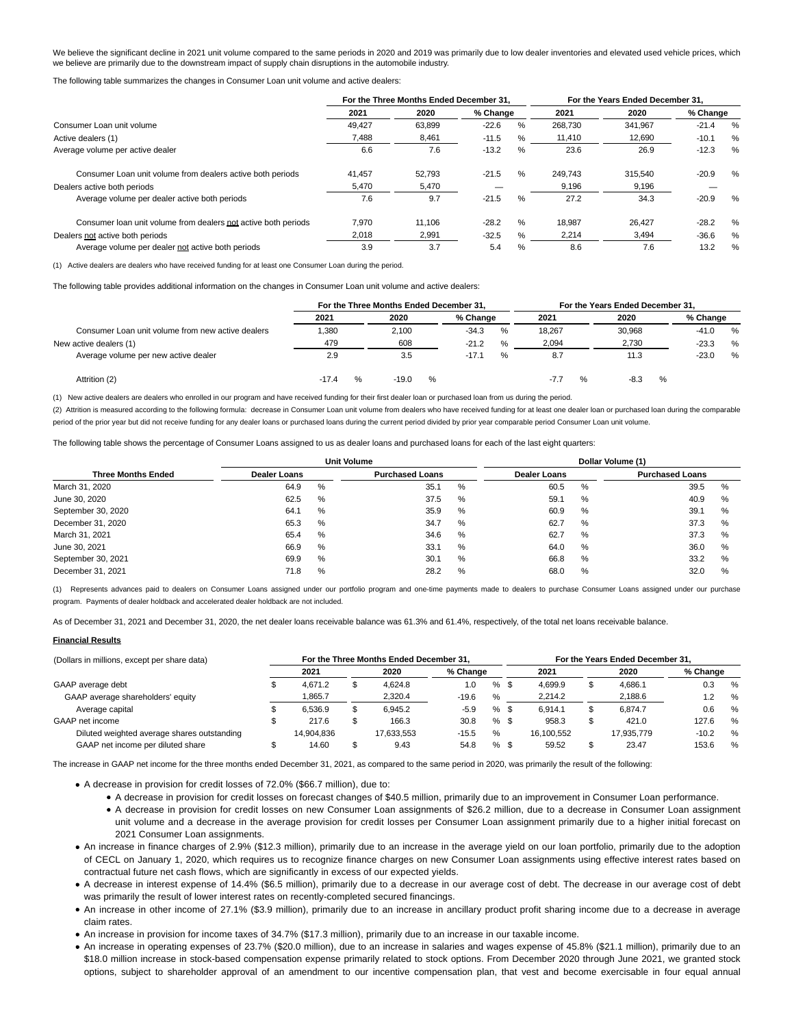We believe the significant decline in 2021 unit volume compared to the same periods in 2020 and 2019 was primarily due to low dealer inventories and elevated used vehicle prices, which we believe are primarily due to the downstream impact of supply chain disruptions in the automobile industry.

The following table summarizes the changes in Consumer Loan unit volume and active dealers:

| | For the Three Months Ended December 31, | | | For the Years Ended December 31, | | |
|---|---|---|---|---|---|---|
| | 2021 | 2020 | % Change | 2021 | 2020 | % Change |
| Consumer Loan unit volume | 49,427 | 63,899 | -22.6 % | 268,730 | 341,967 | -21.4 % |
| Active dealers (1) | 7,488 | 8,461 | -11.5 % | 11,410 | 12,690 | -10.1 % |
| Average volume per active dealer | 6.6 | 7.6 | -13.2 % | 23.6 | 26.9 | -12.3 % |
| Consumer Loan unit volume from dealers active both periods | 41,457 | 52,793 | -21.5 % | 249,743 | 315,540 | -20.9 % |
| Dealers active both periods | 5,470 | 5,470 | — | 9,196 | 9,196 | — |
| Average volume per dealer active both periods | 7.6 | 9.7 | -21.5 % | 27.2 | 34.3 | -20.9 % |
| Consumer loan unit volume from dealers not active both periods | 7,970 | 11,106 | -28.2 % | 18,987 | 26,427 | -28.2 % |
| Dealers not active both periods | 2,018 | 2,991 | -32.5 % | 2,214 | 3,494 | -36.6 % |
| Average volume per dealer not active both periods | 3.9 | 3.7 | 5.4 % | 8.6 | 7.6 | 13.2 % |

(1) Active dealers are dealers who have received funding for at least one Consumer Loan during the period.

The following table provides additional information on the changes in Consumer Loan unit volume and active dealers:

| | For the Three Months Ended December 31, | | | For the Years Ended December 31, | | |
|---|---|---|---|---|---|---|
| | 2021 | 2020 | % Change | 2021 | 2020 | % Change |
| Consumer Loan unit volume from new active dealers | 1,380 | 2,100 | -34.3 % | 18,267 | 30,968 | -41.0 % |
| New active dealers (1) | 479 | 608 | -21.2 % | 2,094 | 2,730 | -23.3 % |
| Average volume per new active dealer | 2.9 | 3.5 | -17.1 % | 8.7 | 11.3 | -23.0 % |
| Attrition (2) | -17.4 % | -19.0 % | | -7.7 % | -8.3 % | |

(1) New active dealers are dealers who enrolled in our program and have received funding for their first dealer loan or purchased loan from us during the period.

(2) Attrition is measured according to the following formula: decrease in Consumer Loan unit volume from dealers who have received funding for at least one dealer loan or purchased loan during the comparable period of the prior year but did not receive funding for any dealer loans or purchased loans during the current period divided by prior year comparable period Consumer Loan unit volume.

The following table shows the percentage of Consumer Loans assigned to us as dealer loans and purchased loans for each of the last eight quarters:

| | Unit Volume | | Dollar Volume (1) | |
|---|---|---|---|---|
| Three Months Ended | Dealer Loans | Purchased Loans | Dealer Loans | Purchased Loans |
| March 31, 2020 | 64.9 % | 35.1 % | 60.5 % | 39.5 % |
| June 30, 2020 | 62.5 % | 37.5 % | 59.1 % | 40.9 % |
| September 30, 2020 | 64.1 % | 35.9 % | 60.9 % | 39.1 % |
| December 31, 2020 | 65.3 % | 34.7 % | 62.7 % | 37.3 % |
| March 31, 2021 | 65.4 % | 34.6 % | 62.7 % | 37.3 % |
| June 30, 2021 | 66.9 % | 33.1 % | 64.0 % | 36.0 % |
| September 30, 2021 | 69.9 % | 30.1 % | 66.8 % | 33.2 % |
| December 31, 2021 | 71.8 % | 28.2 % | 68.0 % | 32.0 % |

(1) Represents advances paid to dealers on Consumer Loans assigned under our portfolio program and one-time payments made to dealers to purchase Consumer Loans assigned under our purchase program. Payments of dealer holdback and accelerated dealer holdback are not included.

As of December 31, 2021 and December 31, 2020, the net dealer loans receivable balance was 61.3% and 61.4%, respectively, of the total net loans receivable balance.

**Financial Results**

| (Dollars in millions, except per share data) | For the Three Months Ended December 31, | | | For the Years Ended December 31, | | |
|---|---|---|---|---|---|---|
| | 2021 | 2020 | % Change | 2021 | 2020 | % Change |
| GAAP average debt | $ 4,671.2 | $ 4,624.8 | 1.0 % | $ 4,699.9 | $ 4,686.1 | 0.3 % |
| GAAP average shareholders' equity | 1,865.7 | 2,320.4 | -19.6 % | 2,214.2 | 2,188.6 | 1.2 % |
| Average capital | $ 6,536.9 | $ 6,945.2 | -5.9 % | $ 6,914.1 | $ 6,874.7 | 0.6 % |
| GAAP net income | $ 217.6 | $ 166.3 | 30.8 % | $ 958.3 | $ 421.0 | 127.6 % |
| Diluted weighted average shares outstanding | 14,904,836 | 17,633,553 | -15.5 % | 16,100,552 | 17,935,779 | -10.2 % |
| GAAP net income per diluted share | $ 14.60 | $ 9.43 | 54.8 % | $ 59.52 | $ 23.47 | 153.6 % |

The increase in GAAP net income for the three months ended December 31, 2021, as compared to the same period in 2020, was primarily the result of the following:

- A decrease in provision for credit losses of 72.0% ($66.7 million), due to:
  - A decrease in provision for credit losses on forecast changes of $40.5 million, primarily due to an improvement in Consumer Loan performance.
  - A decrease in provision for credit losses on new Consumer Loan assignments of $26.2 million, due to a decrease in Consumer Loan assignment unit volume and a decrease in the average provision for credit losses per Consumer Loan assignment primarily due to a higher initial forecast on 2021 Consumer Loan assignments.
- An increase in finance charges of 2.9% ($12.3 million), primarily due to an increase in the average yield on our loan portfolio, primarily due to the adoption of CECL on January 1, 2020, which requires us to recognize finance charges on new Consumer Loan assignments using effective interest rates based on contractual future net cash flows, which are significantly in excess of our expected yields.
- A decrease in interest expense of 14.4% ($6.5 million), primarily due to a decrease in our average cost of debt. The decrease in our average cost of debt was primarily the result of lower interest rates on recently-completed secured financings.
- An increase in other income of 27.1% ($3.9 million), primarily due to an increase in ancillary product profit sharing income due to a decrease in average claim rates.
- An increase in provision for income taxes of 34.7% ($17.3 million), primarily due to an increase in our taxable income.
- An increase in operating expenses of 23.7% ($20.0 million), due to an increase in salaries and wages expense of 45.8% ($21.1 million), primarily due to an $18.0 million increase in stock-based compensation expense primarily related to stock options. From December 2020 through June 2021, we granted stock options, subject to shareholder approval of an amendment to our incentive compensation plan, that vest and become exercisable in four equal annual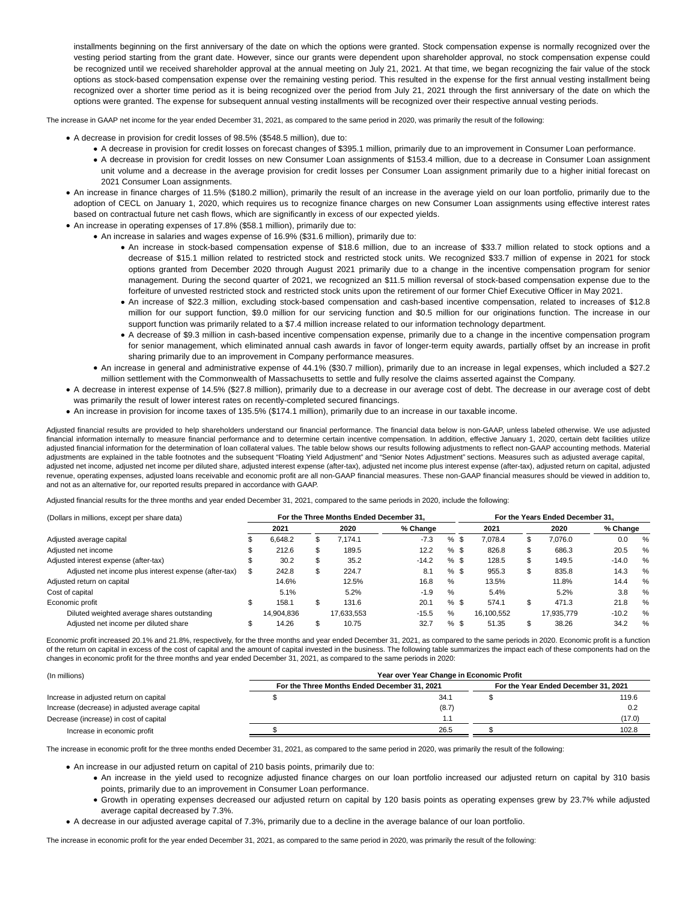installments beginning on the first anniversary of the date on which the options were granted. Stock compensation expense is normally recognized over the vesting period starting from the grant date. However, since our grants were dependent upon shareholder approval, no stock compensation expense could be recognized until we received shareholder approval at the annual meeting on July 21, 2021. At that time, we began recognizing the fair value of the stock options as stock-based compensation expense over the remaining vesting period. This resulted in the expense for the first annual vesting installment being recognized over a shorter time period as it is being recognized over the period from July 21, 2021 through the first anniversary of the date on which the options were granted. The expense for subsequent annual vesting installments will be recognized over their respective annual vesting periods.

The increase in GAAP net income for the year ended December 31, 2021, as compared to the same period in 2020, was primarily the result of the following:

- A decrease in provision for credit losses of 98.5% ($548.5 million), due to:
  - A decrease in provision for credit losses on forecast changes of $395.1 million, primarily due to an improvement in Consumer Loan performance.
  - A decrease in provision for credit losses on new Consumer Loan assignments of $153.4 million, due to a decrease in Consumer Loan assignment unit volume and a decrease in the average provision for credit losses per Consumer Loan assignment primarily due to a higher initial forecast on 2021 Consumer Loan assignments.
- An increase in finance charges of 11.5% ($180.2 million), primarily the result of an increase in the average yield on our loan portfolio, primarily due to the adoption of CECL on January 1, 2020, which requires us to recognize finance charges on new Consumer Loan assignments using effective interest rates based on contractual future net cash flows, which are significantly in excess of our expected yields.
- An increase in operating expenses of 17.8% ($58.1 million), primarily due to:
  - An increase in salaries and wages expense of 16.9% ($31.6 million), primarily due to:
    - An increase in stock-based compensation expense of $18.6 million, due to an increase of $33.7 million related to stock options and a decrease of $15.1 million related to restricted stock and restricted stock units. We recognized $33.7 million of expense in 2021 for stock options granted from December 2020 through August 2021 primarily due to a change in the incentive compensation program for senior management. During the second quarter of 2021, we recognized an $11.5 million reversal of stock-based compensation expense due to the forfeiture of unvested restricted stock and restricted stock units upon the retirement of our former Chief Executive Officer in May 2021.
    - An increase of $22.3 million, excluding stock-based compensation and cash-based incentive compensation, related to increases of $12.8 million for our support function, $9.0 million for our servicing function and $0.5 million for our originations function. The increase in our support function was primarily related to a $7.4 million increase related to our information technology department.
    - A decrease of $9.3 million in cash-based incentive compensation expense, primarily due to a change in the incentive compensation program for senior management, which eliminated annual cash awards in favor of longer-term equity awards, partially offset by an increase in profit sharing primarily due to an improvement in Company performance measures.
  - An increase in general and administrative expense of 44.1% ($30.7 million), primarily due to an increase in legal expenses, which included a $27.2 million settlement with the Commonwealth of Massachusetts to settle and fully resolve the claims asserted against the Company.
- A decrease in interest expense of 14.5% ($27.8 million), primarily due to a decrease in our average cost of debt. The decrease in our average cost of debt was primarily the result of lower interest rates on recently-completed secured financings.
- An increase in provision for income taxes of 135.5% ($174.1 million), primarily due to an increase in our taxable income.

Adjusted financial results are provided to help shareholders understand our financial performance. The financial data below is non-GAAP, unless labeled otherwise. We use adjusted financial information internally to measure financial performance and to determine certain incentive compensation. In addition, effective January 1, 2020, certain debt facilities utilize adjusted financial information for the determination of loan collateral values. The table below shows our results following adjustments to reflect non-GAAP accounting methods. Material adjustments are explained in the table footnotes and the subsequent "Floating Yield Adjustment" and "Senior Notes Adjustment" sections. Measures such as adjusted average capital, adjusted net income, adjusted net income per diluted share, adjusted interest expense (after-tax), adjusted net income plus interest expense (after-tax), adjusted return on capital, adjusted revenue, operating expenses, adjusted loans receivable and economic profit are all non-GAAP financial measures. These non-GAAP financial measures should be viewed in addition to, and not as an alternative for, our reported results prepared in accordance with GAAP.

Adjusted financial results for the three months and year ended December 31, 2021, compared to the same periods in 2020, include the following:

| (Dollars in millions, except per share data) | For the Three Months Ended December 31, | | | For the Years Ended December 31, | | |
|---|---|---|---|---|---|---|
| | 2021 | 2020 | % Change | 2021 | 2020 | % Change |
| Adjusted average capital | $ 6,648.2 | $ 7,174.1 | -7.3 % | $ 7,078.4 | $ 7,076.0 | 0.0 % |
| Adjusted net income | $ 212.6 | $ 189.5 | 12.2 % | $ 826.8 | $ 686.3 | 20.5 % |
| Adjusted interest expense (after-tax) | $ 30.2 | $ 35.2 | -14.2 % | $ 128.5 | $ 149.5 | -14.0 % |
| Adjusted net income plus interest expense (after-tax) | $ 242.8 | $ 224.7 | 8.1 % | $ 955.3 | $ 835.8 | 14.3 % |
| Adjusted return on capital | 14.6% | 12.5% | 16.8 % | 13.5% | 11.8% | 14.4 % |
| Cost of capital | 5.1% | 5.2% | -1.9 % | 5.4% | 5.2% | 3.8 % |
| Economic profit | $ 158.1 | $ 131.6 | 20.1 % | $ 574.1 | $ 471.3 | 21.8 % |
| Diluted weighted average shares outstanding | 14,904,836 | 17,633,553 | -15.5 % | 16,100,552 | 17,935,779 | -10.2 % |
| Adjusted net income per diluted share | $ 14.26 | $ 10.75 | 32.7 % | $ 51.35 | $ 38.26 | 34.2 % |

Economic profit increased 20.1% and 21.8%, respectively, for the three months and year ended December 31, 2021, as compared to the same periods in 2020. Economic profit is a function of the return on capital in excess of the cost of capital and the amount of capital invested in the business. The following table summarizes the impact each of these components had on the changes in economic profit for the three months and year ended December 31, 2021, as compared to the same periods in 2020:

| (In millions) | Year over Year Change in Economic Profit | |
|---|---|---|
| | For the Three Months Ended December 31, 2021 | For the Year Ended December 31, 2021 |
| Increase in adjusted return on capital | $ 34.1 | $ 119.6 |
| Increase (decrease) in adjusted average capital | (8.7) | 0.2 |
| Decrease (increase) in cost of capital | 1.1 | (17.0) |
| Increase in economic profit | $ 26.5 | $ 102.8 |

The increase in economic profit for the three months ended December 31, 2021, as compared to the same period in 2020, was primarily the result of the following:

- An increase in our adjusted return on capital of 210 basis points, primarily due to:
  - An increase in the yield used to recognize adjusted finance charges on our loan portfolio increased our adjusted return on capital by 310 basis points, primarily due to an improvement in Consumer Loan performance.
  - Growth in operating expenses decreased our adjusted return on capital by 120 basis points as operating expenses grew by 23.7% while adjusted average capital decreased by 7.3%.
- A decrease in our adjusted average capital of 7.3%, primarily due to a decline in the average balance of our loan portfolio.

The increase in economic profit for the year ended December 31, 2021, as compared to the same period in 2020, was primarily the result of the following: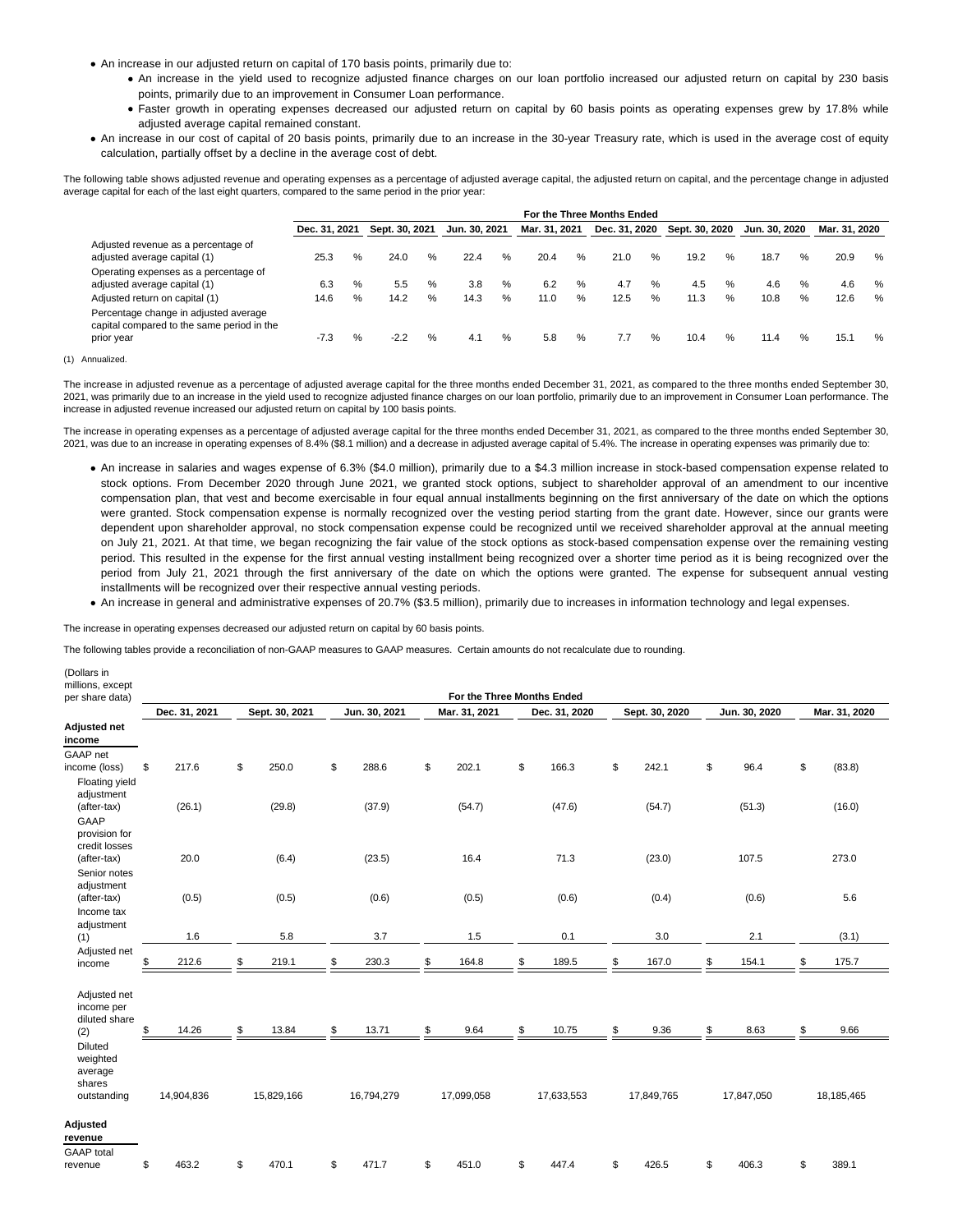- An increase in our adjusted return on capital of 170 basis points, primarily due to:
  - An increase in the yield used to recognize adjusted finance charges on our loan portfolio increased our adjusted return on capital by 230 basis points, primarily due to an improvement in Consumer Loan performance.
  - Faster growth in operating expenses decreased our adjusted return on capital by 60 basis points as operating expenses grew by 17.8% while adjusted average capital remained constant.
- An increase in our cost of capital of 20 basis points, primarily due to an increase in the 30-year Treasury rate, which is used in the average cost of equity calculation, partially offset by a decline in the average cost of debt.

The following table shows adjusted revenue and operating expenses as a percentage of adjusted average capital, the adjusted return on capital, and the percentage change in adjusted average capital for each of the last eight quarters, compared to the same period in the prior year:

| | For the Three Months Ended | | | | | | | |
|---|---|---|---|---|---|---|---|---|
| | Dec. 31, 2021 | Sept. 30, 2021 | Jun. 30, 2021 | Mar. 31, 2021 | Dec. 31, 2020 | Sept. 30, 2020 | Jun. 30, 2020 | Mar. 31, 2020 |
| Adjusted revenue as a percentage of adjusted average capital (1) | 25.3 % | 24.0 % | 22.4 % | 20.4 % | 21.0 % | 19.2 % | 18.7 % | 20.9 % |
| Operating expenses as a percentage of adjusted average capital (1) | 6.3 % | 5.5 % | 3.8 % | 6.2 % | 4.7 % | 4.5 % | 4.6 % | 4.6 % |
| Adjusted return on capital (1) | 14.6 % | 14.2 % | 14.3 % | 11.0 % | 12.5 % | 11.3 % | 10.8 % | 12.6 % |
| Percentage change in adjusted average capital compared to the same period in the prior year | -7.3 % | -2.2 % | 4.1 % | 5.8 % | 7.7 % | 10.4 % | 11.4 % | 15.1 % |

(1) Annualized.

The increase in adjusted revenue as a percentage of adjusted average capital for the three months ended December 31, 2021, as compared to the three months ended September 30, 2021, was primarily due to an increase in the yield used to recognize adjusted finance charges on our loan portfolio, primarily due to an improvement in Consumer Loan performance. The increase in adjusted revenue increased our adjusted return on capital by 100 basis points.

The increase in operating expenses as a percentage of adjusted average capital for the three months ended December 31, 2021, as compared to the three months ended September 30, 2021, was due to an increase in operating expenses of 8.4% ($8.1 million) and a decrease in adjusted average capital of 5.4%. The increase in operating expenses was primarily due to:

- An increase in salaries and wages expense of 6.3% ($4.0 million), primarily due to a $4.3 million increase in stock-based compensation expense related to stock options. From December 2020 through June 2021, we granted stock options, subject to shareholder approval of an amendment to our incentive compensation plan, that vest and become exercisable in four equal annual installments beginning on the first anniversary of the date on which the options were granted. Stock compensation expense is normally recognized over the vesting period starting from the grant date. However, since our grants were dependent upon shareholder approval, no stock compensation expense could be recognized until we received shareholder approval at the annual meeting on July 21, 2021. At that time, we began recognizing the fair value of the stock options as stock-based compensation expense over the remaining vesting period. This resulted in the expense for the first annual vesting installment being recognized over a shorter time period as it is being recognized over the period from July 21, 2021 through the first anniversary of the date on which the options were granted. The expense for subsequent annual vesting installments will be recognized over their respective annual vesting periods.
- An increase in general and administrative expenses of 20.7% ($3.5 million), primarily due to increases in information technology and legal expenses.

The increase in operating expenses decreased our adjusted return on capital by 60 basis points.

The following tables provide a reconciliation of non-GAAP measures to GAAP measures. Certain amounts do not recalculate due to rounding.

| (Dollars in millions, except per share data) | For the Three Months Ended | | | | | | | |
|---|---|---|---|---|---|---|---|---|
| | Dec. 31, 2021 | Sept. 30, 2021 | Jun. 30, 2021 | Mar. 31, 2021 | Dec. 31, 2020 | Sept. 30, 2020 | Jun. 30, 2020 | Mar. 31, 2020 |
| **Adjusted net income** | | | | | | | | |
| GAAP net income (loss) | $ 217.6 | $ 250.0 | $ 288.6 | $ 202.1 | $ 166.3 | $ 242.1 | $ 96.4 | $ (83.8) |
| Floating yield adjustment (after-tax) | (26.1) | (29.8) | (37.9) | (54.7) | (47.6) | (54.7) | (51.3) | (16.0) |
| GAAP provision for credit losses (after-tax) | 20.0 | (6.4) | (23.5) | 16.4 | 71.3 | (23.0) | 107.5 | 273.0 |
| Senior notes adjustment (after-tax) | (0.5) | (0.5) | (0.6) | (0.5) | (0.6) | (0.4) | (0.6) | 5.6 |
| Income tax adjustment (1) | 1.6 | 5.8 | 3.7 | 1.5 | 0.1 | 3.0 | 2.1 | (3.1) |
| Adjusted net income | $ 212.6 | $ 219.1 | $ 230.3 | $ 164.8 | $ 189.5 | $ 167.0 | $ 154.1 | $ 175.7 |
| Adjusted net income per diluted share (2) | $ 14.26 | $ 13.84 | $ 13.71 | $ 9.64 | $ 10.75 | $ 9.36 | $ 8.63 | $ 9.66 |
| Diluted weighted average shares outstanding | 14,904,836 | 15,829,166 | 16,794,279 | 17,099,058 | 17,633,553 | 17,849,765 | 17,847,050 | 18,185,465 |
| **Adjusted revenue** | | | | | | | | |
| GAAP total revenue | $ 463.2 | $ 470.1 | $ 471.7 | $ 451.0 | $ 447.4 | $ 426.5 | $ 406.3 | $ 389.1 |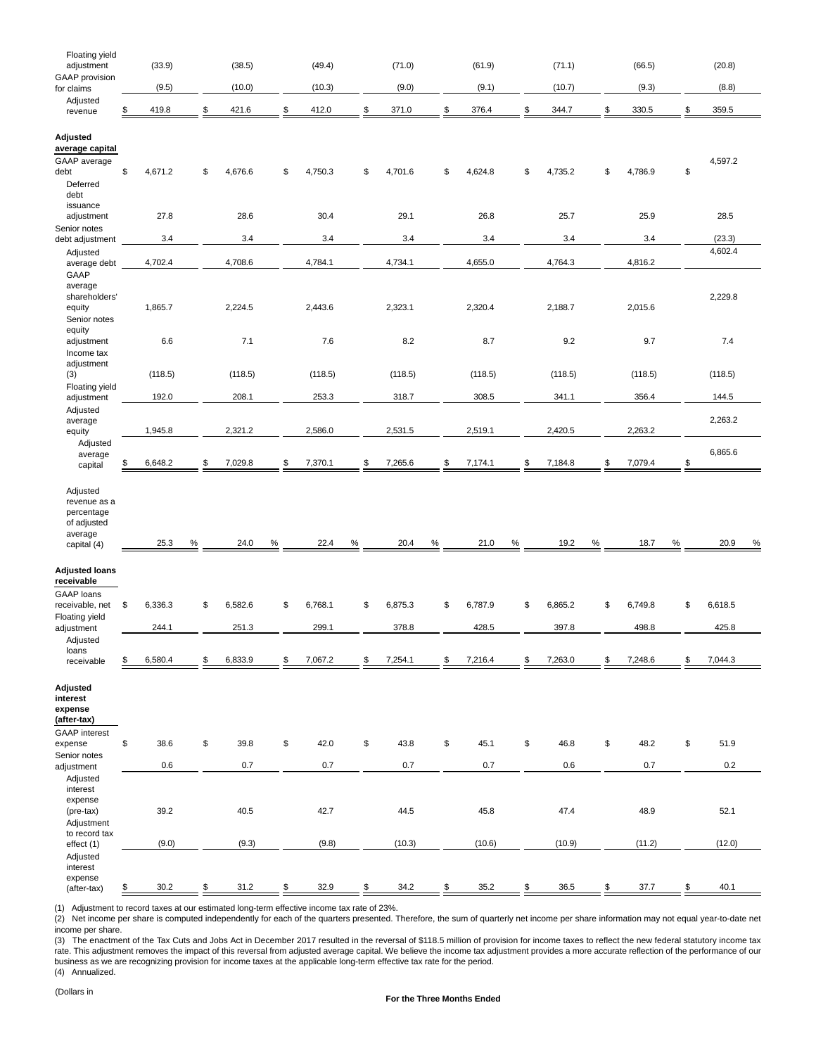| | | | | | | | | |
|---|---|---|---|---|---|---|---|---|
| Floating yield adjustment | (33.9) | (38.5) | (49.4) | (71.0) | (61.9) | (71.1) | (66.5) | (20.8) |
| GAAP provision for claims | (9.5) | (10.0) | (10.3) | (9.0) | (9.1) | (10.7) | (9.3) | (8.8) |
| Adjusted revenue | $ 419.8 | $ 421.6 | $ 412.0 | $ 371.0 | $ 376.4 | $ 344.7 | $ 330.5 | $ 359.5 |
| **Adjusted average capital** | | | | | | | | |
| GAAP average debt | $ 4,671.2 | $ 4,676.6 | $ 4,750.3 | $ 4,701.6 | $ 4,624.8 | $ 4,735.2 | $ 4,786.9 | $ 4,597.2 |
| Deferred debt issuance adjustment | 27.8 | 28.6 | 30.4 | 29.1 | 26.8 | 25.7 | 25.9 | 28.5 |
| Senior notes debt adjustment | 3.4 | 3.4 | 3.4 | 3.4 | 3.4 | 3.4 | 3.4 | (23.3) |
| Adjusted average debt | 4,702.4 | 4,708.6 | 4,784.1 | 4,734.1 | 4,655.0 | 4,764.3 | 4,816.2 | 4,602.4 |
| GAAP average shareholders' equity | 1,865.7 | 2,224.5 | 2,443.6 | 2,323.1 | 2,320.4 | 2,188.7 | 2,015.6 | 2,229.8 |
| Senior notes equity adjustment | 6.6 | 7.1 | 7.6 | 8.2 | 8.7 | 9.2 | 9.7 | 7.4 |
| Income tax adjustment (3) | (118.5) | (118.5) | (118.5) | (118.5) | (118.5) | (118.5) | (118.5) | (118.5) |
| Floating yield adjustment | 192.0 | 208.1 | 253.3 | 318.7 | 308.5 | 341.1 | 356.4 | 144.5 |
| Adjusted average equity | 1,945.8 | 2,321.2 | 2,586.0 | 2,531.5 | 2,519.1 | 2,420.5 | 2,263.2 | 2,263.2 |
| Adjusted average capital | $ 6,648.2 | $ 7,029.8 | $ 7,370.1 | $ 7,265.6 | $ 7,174.1 | $ 7,184.8 | $ 7,079.4 | $ 6,865.6 |
| Adjusted revenue as a percentage of adjusted average capital (4) | 25.3 % | 24.0 % | 22.4 % | 20.4 % | 21.0 % | 19.2 % | 18.7 % | 20.9 % |
| **Adjusted loans receivable** | | | | | | | | |
| GAAP loans receivable, net | $ 6,336.3 | $ 6,582.6 | $ 6,768.1 | $ 6,875.3 | $ 6,787.9 | $ 6,865.2 | $ 6,749.8 | $ 6,618.5 |
| Floating yield adjustment | 244.1 | 251.3 | 299.1 | 378.8 | 428.5 | 397.8 | 498.8 | 425.8 |
| Adjusted loans receivable | $ 6,580.4 | $ 6,833.9 | $ 7,067.2 | $ 7,254.1 | $ 7,216.4 | $ 7,263.0 | $ 7,248.6 | $ 7,044.3 |
| **Adjusted interest expense (after-tax)** | | | | | | | | |
| GAAP interest expense | $ 38.6 | $ 39.8 | $ 42.0 | $ 43.8 | $ 45.1 | $ 46.8 | $ 48.2 | $ 51.9 |
| Senior notes adjustment | 0.6 | 0.7 | 0.7 | 0.7 | 0.7 | 0.6 | 0.7 | 0.2 |
| Adjusted interest expense (pre-tax) | 39.2 | 40.5 | 42.7 | 44.5 | 45.8 | 47.4 | 48.9 | 52.1 |
| Adjustment to record tax effect (1) | (9.0) | (9.3) | (9.8) | (10.3) | (10.6) | (10.9) | (11.2) | (12.0) |
| Adjusted interest expense (after-tax) | $ 30.2 | $ 31.2 | $ 32.9 | $ 34.2 | $ 35.2 | $ 36.5 | $ 37.7 | $ 40.1 |

(1) Adjustment to record taxes at our estimated long-term effective income tax rate of 23%.
(2) Net income per share is computed independently for each of the quarters presented. Therefore, the sum of quarterly net income per share information may not equal year-to-date net income per share.
(3) The enactment of the Tax Cuts and Jobs Act in December 2017 resulted in the reversal of $118.5 million of provision for income taxes to reflect the new federal statutory income tax rate. This adjustment removes the impact of this reversal from adjusted average capital. We believe the income tax adjustment provides a more accurate reflection of the performance of our business as we are recognizing provision for income taxes at the applicable long-term effective tax rate for the period.
(4) Annualized.

(Dollars in

**For the Three Months Ended**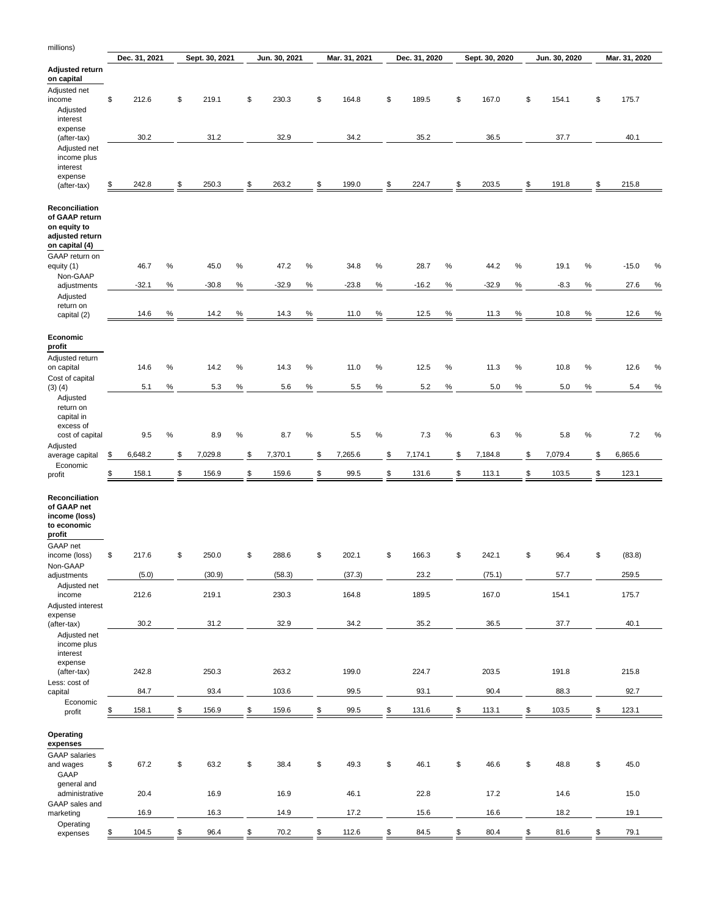millions)

| | Dec. 31, 2021 | Sept. 30, 2021 | Jun. 30, 2021 | Mar. 31, 2021 | Dec. 31, 2020 | Sept. 30, 2020 | Jun. 30, 2020 | Mar. 31, 2020 |
|---|---|---|---|---|---|---|---|---|
| **Adjusted return on capital** | | | | | | | | |
| Adjusted net income | $ 212.6 | $ 219.1 | $ 230.3 | $ 164.8 | $ 189.5 | $ 167.0 | $ 154.1 | $ 175.7 |
| Adjusted interest expense (after-tax) | 30.2 | 31.2 | 32.9 | 34.2 | 35.2 | 36.5 | 37.7 | 40.1 |
| Adjusted net income plus interest expense (after-tax) | $ 242.8 | $ 250.3 | $ 263.2 | $ 199.0 | $ 224.7 | $ 203.5 | $ 191.8 | $ 215.8 |
| **Reconciliation of GAAP return on equity to adjusted return on capital (4)** | | | | | | | | |
| GAAP return on equity (1) | 46.7 % | 45.0 % | 47.2 % | 34.8 % | 28.7 % | 44.2 % | 19.1 % | -15.0 % |
| Non-GAAP adjustments | -32.1 % | -30.8 % | -32.9 % | -23.8 % | -16.2 % | -32.9 % | -8.3 % | 27.6 % |
| Adjusted return on capital (2) | 14.6 % | 14.2 % | 14.3 % | 11.0 % | 12.5 % | 11.3 % | 10.8 % | 12.6 % |
| **Economic profit** | | | | | | | | |
| Adjusted return on capital | 14.6 % | 14.2 % | 14.3 % | 11.0 % | 12.5 % | 11.3 % | 10.8 % | 12.6 % |
| Cost of capital (3) (4) | 5.1 % | 5.3 % | 5.6 % | 5.5 % | 5.2 % | 5.0 % | 5.0 % | 5.4 % |
| Adjusted return on capital in excess of cost of capital | 9.5 % | 8.9 % | 8.7 % | 5.5 % | 7.3 % | 6.3 % | 5.8 % | 7.2 % |
| Adjusted average capital | $ 6,648.2 | $ 7,029.8 | $ 7,370.1 | $ 7,265.6 | $ 7,174.1 | $ 7,184.8 | $ 7,079.4 | $ 6,865.6 |
| Economic profit | $ 158.1 | $ 156.9 | $ 159.6 | $ 99.5 | $ 131.6 | $ 113.1 | $ 103.5 | $ 123.1 |
| **Reconciliation of GAAP net income (loss) to economic profit** | | | | | | | | |
| GAAP net income (loss) | $ 217.6 | $ 250.0 | $ 288.6 | $ 202.1 | $ 166.3 | $ 242.1 | $ 96.4 | $ (83.8) |
| Non-GAAP adjustments | (5.0) | (30.9) | (58.3) | (37.3) | 23.2 | (75.1) | 57.7 | 259.5 |
| Adjusted net income | 212.6 | 219.1 | 230.3 | 164.8 | 189.5 | 167.0 | 154.1 | 175.7 |
| Adjusted interest expense (after-tax) | 30.2 | 31.2 | 32.9 | 34.2 | 35.2 | 36.5 | 37.7 | 40.1 |
| Adjusted net income plus interest expense (after-tax) | 242.8 | 250.3 | 263.2 | 199.0 | 224.7 | 203.5 | 191.8 | 215.8 |
| Less: cost of capital | 84.7 | 93.4 | 103.6 | 99.5 | 93.1 | 90.4 | 88.3 | 92.7 |
| Economic profit | $ 158.1 | $ 156.9 | $ 159.6 | $ 99.5 | $ 131.6 | $ 113.1 | $ 103.5 | $ 123.1 |
| **Operating expenses** | | | | | | | | |
| GAAP salaries and wages | $ 67.2 | $ 63.2 | $ 38.4 | $ 49.3 | $ 46.1 | $ 46.6 | $ 48.8 | $ 45.0 |
| GAAP general and administrative | 20.4 | 16.9 | 16.9 | 46.1 | 22.8 | 17.2 | 14.6 | 15.0 |
| GAAP sales and marketing | 16.9 | 16.3 | 14.9 | 17.2 | 15.6 | 16.6 | 18.2 | 19.1 |
| Operating expenses | $ 104.5 | $ 96.4 | $ 70.2 | $ 112.6 | $ 84.5 | $ 80.4 | $ 81.6 | $ 79.1 |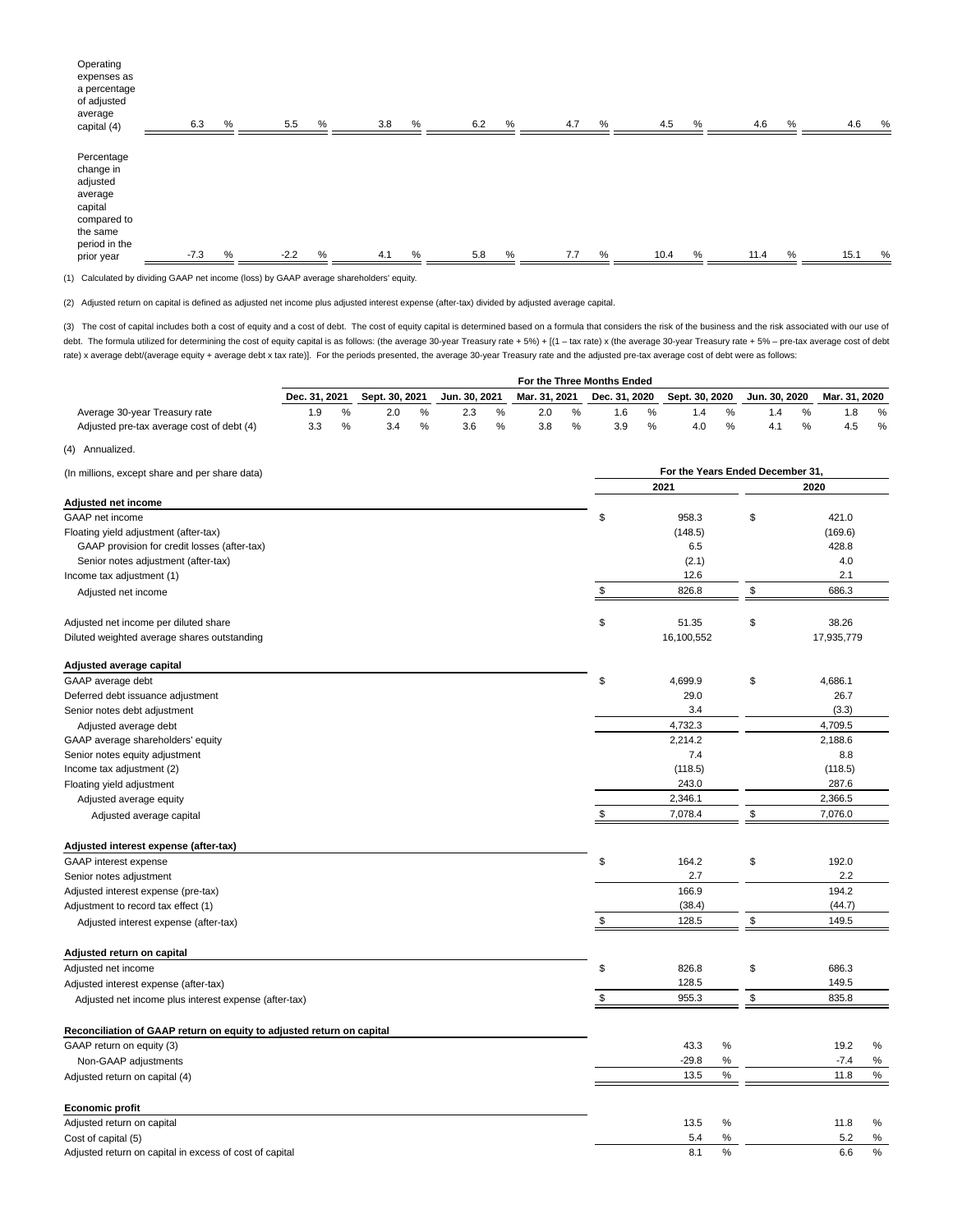| | | | | | | | | |
|---|---|---|---|---|---|---|---|---|
| Operating expenses as a percentage of adjusted average capital (4) | 6.3 % | 5.5 % | 3.8 % | 6.2 % | 4.7 % | 4.5 % | 4.6 % | 4.6 % |
| Percentage change in adjusted average capital compared to the same period in the prior year | -7.3 % | -2.2 % | 4.1 % | 5.8 % | 7.7 % | 10.4 % | 11.4 % | 15.1 % |

(1) Calculated by dividing GAAP net income (loss) by GAAP average shareholders' equity.

(2) Adjusted return on capital is defined as adjusted net income plus adjusted interest expense (after-tax) divided by adjusted average capital.

(3) The cost of capital includes both a cost of equity and a cost of debt. The cost of equity capital is determined based on a formula that considers the risk of the business and the risk associated with our use of debt. The formula utilized for determining the cost of equity capital is as follows: (the average 30-year Treasury rate + 5%) + [(1 – tax rate) x (the average 30-year Treasury rate + 5% – pre-tax average cost of debt rate) x average debt/(average equity + average debt x tax rate)]. For the periods presented, the average 30-year Treasury rate and the adjusted pre-tax average cost of debt were as follows:

| | For the Three Months Ended | | | | | | | |
|---|---|---|---|---|---|---|---|---|
| | Dec. 31, 2021 | Sept. 30, 2021 | Jun. 30, 2021 | Mar. 31, 2021 | Dec. 31, 2020 | Sept. 30, 2020 | Jun. 30, 2020 | Mar. 31, 2020 |
| Average 30-year Treasury rate | 1.9 % | 2.0 % | 2.3 % | 2.0 % | 1.6 % | 1.4 % | 1.4 % | 1.8 % |
| Adjusted pre-tax average cost of debt (4) | 3.3 % | 3.4 % | 3.6 % | 3.8 % | 3.9 % | 4.0 % | 4.1 % | 4.5 % |

(4) Annualized.

| (In millions, except share and per share data) | For the Years Ended December 31, | |
|---|---|---|
| | 2021 | 2020 |
| **Adjusted net income** | | |
| GAAP net income | $ 958.3 | $ 421.0 |
| Floating yield adjustment (after-tax) | (148.5) | (169.6) |
| GAAP provision for credit losses (after-tax) | 6.5 | 428.8 |
| Senior notes adjustment (after-tax) | (2.1) | 4.0 |
| Income tax adjustment (1) | 12.6 | 2.1 |
| Adjusted net income | $ 826.8 | $ 686.3 |
| | | |
| Adjusted net income per diluted share | $ 51.35 | $ 38.26 |
| Diluted weighted average shares outstanding | 16,100,552 | 17,935,779 |
| | | |
| **Adjusted average capital** | | |
| GAAP average debt | $ 4,699.9 | $ 4,686.1 |
| Deferred debt issuance adjustment | 29.0 | 26.7 |
| Senior notes debt adjustment | 3.4 | (3.3) |
| Adjusted average debt | 4,732.3 | 4,709.5 |
| GAAP average shareholders' equity | 2,214.2 | 2,188.6 |
| Senior notes equity adjustment | 7.4 | 8.8 |
| Income tax adjustment (2) | (118.5) | (118.5) |
| Floating yield adjustment | 243.0 | 287.6 |
| Adjusted average equity | 2,346.1 | 2,366.5 |
| Adjusted average capital | $ 7,078.4 | $ 7,076.0 |
| | | |
| **Adjusted interest expense (after-tax)** | | |
| GAAP interest expense | $ 164.2 | $ 192.0 |
| Senior notes adjustment | 2.7 | 2.2 |
| Adjusted interest expense (pre-tax) | 166.9 | 194.2 |
| Adjustment to record tax effect (1) | (38.4) | (44.7) |
| Adjusted interest expense (after-tax) | $ 128.5 | $ 149.5 |
| | | |
| **Adjusted return on capital** | | |
| Adjusted net income | $ 826.8 | $ 686.3 |
| Adjusted interest expense (after-tax) | 128.5 | 149.5 |
| Adjusted net income plus interest expense (after-tax) | $ 955.3 | $ 835.8 |
| | | |
| **Reconciliation of GAAP return on equity to adjusted return on capital** | | |
| GAAP return on equity (3) | 43.3 % | 19.2 % |
| Non-GAAP adjustments | -29.8 % | -7.4 % |
| Adjusted return on capital (4) | 13.5 % | 11.8 % |
| | | |
| **Economic profit** | | |
| Adjusted return on capital | 13.5 % | 11.8 % |
| Cost of capital (5) | 5.4 % | 5.2 % |
| Adjusted return on capital in excess of cost of capital | 8.1 % | 6.6 % |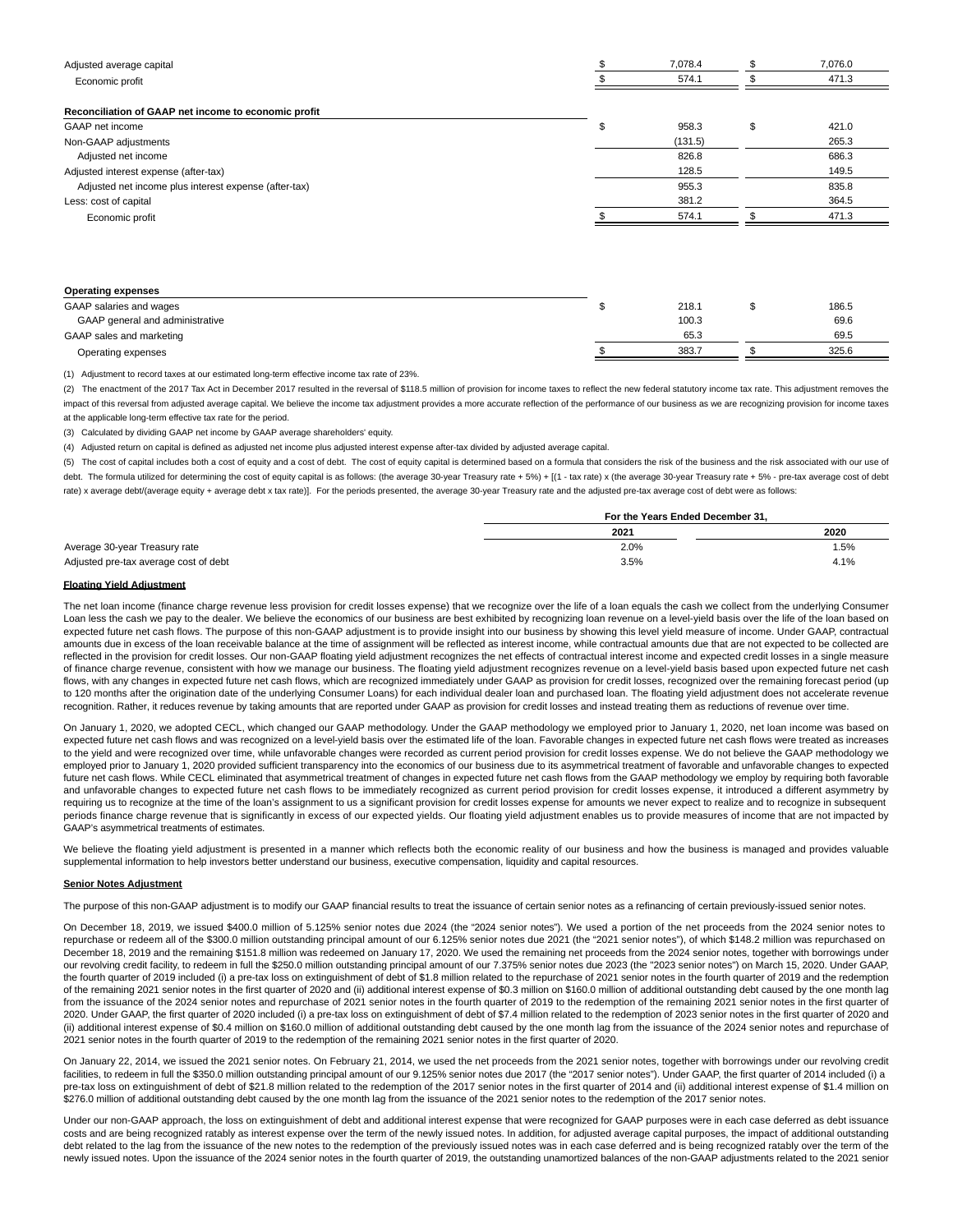| | 2021 | 2020 |
|---|---|---|
| Adjusted average capital | $ 7,078.4 | $ 7,076.0 |
| Economic profit | $ 574.1 | $ 471.3 |

| **Reconciliation of GAAP net income to economic profit** | | |
|---|---|---|
| GAAP net income | $ 958.3 | $ 421.0 |
| Non-GAAP adjustments | (131.5) | 265.3 |
| Adjusted net income | 826.8 | 686.3 |
| Adjusted interest expense (after-tax) | 128.5 | 149.5 |
| Adjusted net income plus interest expense (after-tax) | 955.3 | 835.8 |
| Less: cost of capital | 381.2 | 364.5 |
| Economic profit | $ 574.1 | $ 471.3 |

| **Operating expenses** | | |
|---|---|---|
| GAAP salaries and wages | $ 218.1 | $ 186.5 |
| GAAP general and administrative | 100.3 | 69.6 |
| GAAP sales and marketing | 65.3 | 69.5 |
| Operating expenses | $ 383.7 | $ 325.6 |

(1) Adjustment to record taxes at our estimated long-term effective income tax rate of 23%.

(2) The enactment of the 2017 Tax Act in December 2017 resulted in the reversal of $118.5 million of provision for income taxes to reflect the new federal statutory income tax rate. This adjustment removes the impact of this reversal from adjusted average capital. We believe the income tax adjustment provides a more accurate reflection of the performance of our business as we are recognizing provision for income taxes at the applicable long-term effective tax rate for the period.

(3) Calculated by dividing GAAP net income by GAAP average shareholders' equity.

(4) Adjusted return on capital is defined as adjusted net income plus adjusted interest expense after-tax divided by adjusted average capital.

(5) The cost of capital includes both a cost of equity and a cost of debt. The cost of equity capital is determined based on a formula that considers the risk of the business and the risk associated with our use of debt. The formula utilized for determining the cost of equity capital is as follows: (the average 30-year Treasury rate + 5%) + [(1 - tax rate) x (the average 30-year Treasury rate + 5% - pre-tax average cost of debt rate) x average debt/(average equity + average debt x tax rate)]. For the periods presented, the average 30-year Treasury rate and the adjusted pre-tax average cost of debt were as follows:

| | For the Years Ended December 31, | |
|---|---|---|
| | 2021 | 2020 |
| Average 30-year Treasury rate | 2.0% | 1.5% |
| Adjusted pre-tax average cost of debt | 3.5% | 4.1% |

**Floating Yield Adjustment**

The net loan income (finance charge revenue less provision for credit losses expense) that we recognize over the life of a loan equals the cash we collect from the underlying Consumer Loan less the cash we pay to the dealer. We believe the economics of our business are best exhibited by recognizing loan revenue on a level-yield basis over the life of the loan based on expected future net cash flows. The purpose of this non-GAAP adjustment is to provide insight into our business by showing this level yield measure of income. Under GAAP, contractual amounts due in excess of the loan receivable balance at the time of assignment will be reflected as interest income, while contractual amounts due that are not expected to be collected are reflected in the provision for credit losses. Our non-GAAP floating yield adjustment recognizes the net effects of contractual interest income and expected credit losses in a single measure of finance charge revenue, consistent with how we manage our business. The floating yield adjustment recognizes revenue on a level-yield basis based upon expected future net cash flows, with any changes in expected future net cash flows, which are recognized immediately under GAAP as provision for credit losses, recognized over the remaining forecast period (up to 120 months after the origination date of the underlying Consumer Loans) for each individual dealer loan and purchased loan. The floating yield adjustment does not accelerate revenue recognition. Rather, it reduces revenue by taking amounts that are reported under GAAP as provision for credit losses and instead treating them as reductions of revenue over time.

On January 1, 2020, we adopted CECL, which changed our GAAP methodology. Under the GAAP methodology we employed prior to January 1, 2020, net loan income was based on expected future net cash flows and was recognized on a level-yield basis over the estimated life of the loan. Favorable changes in expected future net cash flows were treated as increases to the yield and were recognized over time, while unfavorable changes were recorded as current period provision for credit losses expense. We do not believe the GAAP methodology we employed prior to January 1, 2020 provided sufficient transparency into the economics of our business due to its asymmetrical treatment of favorable and unfavorable changes to expected future net cash flows. While CECL eliminated that asymmetrical treatment of changes in expected future net cash flows from the GAAP methodology we employ by requiring both favorable and unfavorable changes to expected future net cash flows to be immediately recognized as current period provision for credit losses expense, it introduced a different asymmetry by requiring us to recognize at the time of the loan's assignment to us a significant provision for credit losses expense for amounts we never expect to realize and to recognize in subsequent periods finance charge revenue that is significantly in excess of our expected yields. Our floating yield adjustment enables us to provide measures of income that are not impacted by GAAP's asymmetrical treatments of estimates.

We believe the floating yield adjustment is presented in a manner which reflects both the economic reality of our business and how the business is managed and provides valuable supplemental information to help investors better understand our business, executive compensation, liquidity and capital resources.

**Senior Notes Adjustment**

The purpose of this non-GAAP adjustment is to modify our GAAP financial results to treat the issuance of certain senior notes as a refinancing of certain previously-issued senior notes.

On December 18, 2019, we issued $400.0 million of 5.125% senior notes due 2024 (the "2024 senior notes"). We used a portion of the net proceeds from the 2024 senior notes to repurchase or redeem all of the $300.0 million outstanding principal amount of our 6.125% senior notes due 2021 (the "2021 senior notes"), of which $148.2 million was repurchased on December 18, 2019 and the remaining $151.8 million was redeemed on January 17, 2020. We used the remaining net proceeds from the 2024 senior notes, together with borrowings under our revolving credit facility, to redeem in full the $250.0 million outstanding principal amount of our 7.375% senior notes due 2023 (the "2023 senior notes") on March 15, 2020. Under GAAP, the fourth quarter of 2019 included (i) a pre-tax loss on extinguishment of debt of $1.8 million related to the repurchase of 2021 senior notes in the fourth quarter of 2019 and the redemption of the remaining 2021 senior notes in the first quarter of 2020 and (ii) additional interest expense of $0.3 million on $160.0 million of additional outstanding debt caused by the one month lag from the issuance of the 2024 senior notes and repurchase of 2021 senior notes in the fourth quarter of 2019 to the redemption of the remaining 2021 senior notes in the first quarter of 2020. Under GAAP, the first quarter of 2020 included (i) a pre-tax loss on extinguishment of debt of $7.4 million related to the redemption of 2023 senior notes in the first quarter of 2020 and (ii) additional interest expense of $0.4 million on $160.0 million of additional outstanding debt caused by the one month lag from the issuance of the 2024 senior notes and repurchase of 2021 senior notes in the fourth quarter of 2019 to the redemption of the remaining 2021 senior notes in the first quarter of 2020.

On January 22, 2014, we issued the 2021 senior notes. On February 21, 2014, we used the net proceeds from the 2021 senior notes, together with borrowings under our revolving credit facilities, to redeem in full the $350.0 million outstanding principal amount of our 9.125% senior notes due 2017 (the "2017 senior notes"). Under GAAP, the first quarter of 2014 included (i) a pre-tax loss on extinguishment of debt of $21.8 million related to the redemption of the 2017 senior notes in the first quarter of 2014 and (ii) additional interest expense of $1.4 million on $276.0 million of additional outstanding debt caused by the one month lag from the issuance of the 2021 senior notes to the redemption of the 2017 senior notes.

Under our non-GAAP approach, the loss on extinguishment of debt and additional interest expense that were recognized for GAAP purposes were in each case deferred as debt issuance costs and are being recognized ratably as interest expense over the term of the newly issued notes. In addition, for adjusted average capital purposes, the impact of additional outstanding debt related to the lag from the issuance of the new notes to the redemption of the previously issued notes was in each case deferred and is being recognized ratably over the term of the newly issued notes. Upon the issuance of the 2024 senior notes in the fourth quarter of 2019, the outstanding unamortized balances of the non-GAAP adjustments related to the 2021 senior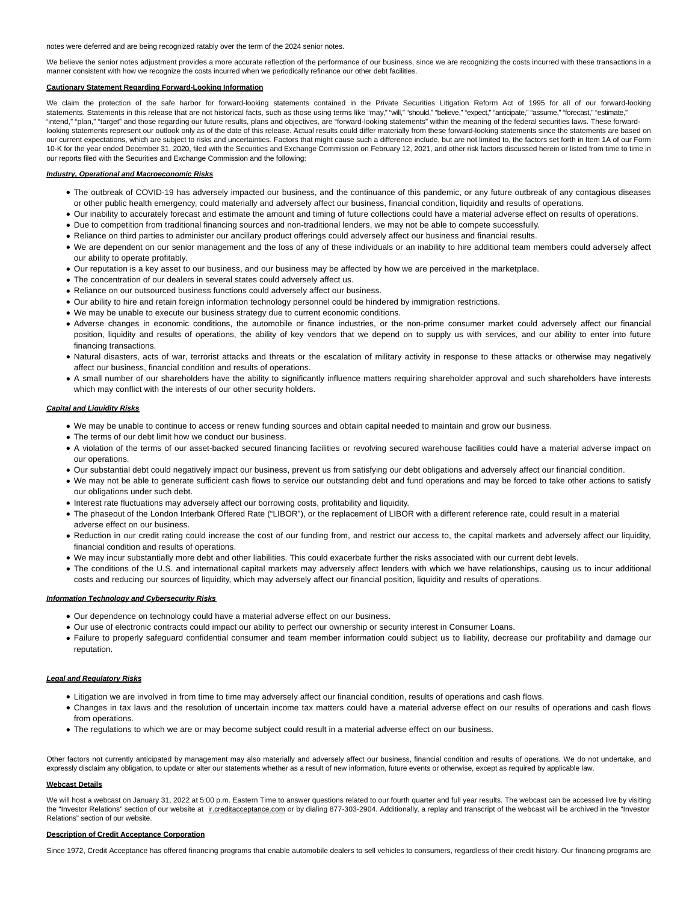notes were deferred and are being recognized ratably over the term of the 2024 senior notes.

We believe the senior notes adjustment provides a more accurate reflection of the performance of our business, since we are recognizing the costs incurred with these transactions in a manner consistent with how we recognize the costs incurred when we periodically refinance our other debt facilities.

**Cautionary Statement Regarding Forward-Looking Information**

We claim the protection of the safe harbor for forward-looking statements contained in the Private Securities Litigation Reform Act of 1995 for all of our forward-looking statements. Statements in this release that are not historical facts, such as those using terms like "may," "will," "should," "believe," "expect," "anticipate," "assume," "forecast," "estimate," "intend," "plan," "target" and those regarding our future results, plans and objectives, are "forward-looking statements" within the meaning of the federal securities laws. These forward-looking statements represent our outlook only as of the date of this release. Actual results could differ materially from these forward-looking statements since the statements are based on our current expectations, which are subject to risks and uncertainties. Factors that might cause such a difference include, but are not limited to, the factors set forth in Item 1A of our Form 10-K for the year ended December 31, 2020, filed with the Securities and Exchange Commission on February 12, 2021, and other risk factors discussed herein or listed from time to time in our reports filed with the Securities and Exchange Commission and the following:

***Industry, Operational and Macroeconomic Risks***

- The outbreak of COVID-19 has adversely impacted our business, and the continuance of this pandemic, or any future outbreak of any contagious diseases or other public health emergency, could materially and adversely affect our business, financial condition, liquidity and results of operations.
- Our inability to accurately forecast and estimate the amount and timing of future collections could have a material adverse effect on results of operations.
- Due to competition from traditional financing sources and non-traditional lenders, we may not be able to compete successfully.
- Reliance on third parties to administer our ancillary product offerings could adversely affect our business and financial results.
- We are dependent on our senior management and the loss of any of these individuals or an inability to hire additional team members could adversely affect our ability to operate profitably.
- Our reputation is a key asset to our business, and our business may be affected by how we are perceived in the marketplace.
- The concentration of our dealers in several states could adversely affect us.
- Reliance on our outsourced business functions could adversely affect our business.
- Our ability to hire and retain foreign information technology personnel could be hindered by immigration restrictions.
- We may be unable to execute our business strategy due to current economic conditions.
- Adverse changes in economic conditions, the automobile or finance industries, or the non-prime consumer market could adversely affect our financial position, liquidity and results of operations, the ability of key vendors that we depend on to supply us with services, and our ability to enter into future financing transactions.
- Natural disasters, acts of war, terrorist attacks and threats or the escalation of military activity in response to these attacks or otherwise may negatively affect our business, financial condition and results of operations.
- A small number of our shareholders have the ability to significantly influence matters requiring shareholder approval and such shareholders have interests which may conflict with the interests of our other security holders.

***Capital and Liquidity Risks***

- We may be unable to continue to access or renew funding sources and obtain capital needed to maintain and grow our business.
- The terms of our debt limit how we conduct our business.
- A violation of the terms of our asset-backed secured financing facilities or revolving secured warehouse facilities could have a material adverse impact on our operations.
- Our substantial debt could negatively impact our business, prevent us from satisfying our debt obligations and adversely affect our financial condition.
- We may not be able to generate sufficient cash flows to service our outstanding debt and fund operations and may be forced to take other actions to satisfy our obligations under such debt.
- Interest rate fluctuations may adversely affect our borrowing costs, profitability and liquidity.
- The phaseout of the London Interbank Offered Rate ("LIBOR"), or the replacement of LIBOR with a different reference rate, could result in a material adverse effect on our business.
- Reduction in our credit rating could increase the cost of our funding from, and restrict our access to, the capital markets and adversely affect our liquidity, financial condition and results of operations.
- We may incur substantially more debt and other liabilities. This could exacerbate further the risks associated with our current debt levels.
- The conditions of the U.S. and international capital markets may adversely affect lenders with which we have relationships, causing us to incur additional costs and reducing our sources of liquidity, which may adversely affect our financial position, liquidity and results of operations.

***Information Technology and Cybersecurity Risks***

- Our dependence on technology could have a material adverse effect on our business.
- Our use of electronic contracts could impact our ability to perfect our ownership or security interest in Consumer Loans.
- Failure to properly safeguard confidential consumer and team member information could subject us to liability, decrease our profitability and damage our reputation.

***Legal and Regulatory Risks***

- Litigation we are involved in from time to time may adversely affect our financial condition, results of operations and cash flows.
- Changes in tax laws and the resolution of uncertain income tax matters could have a material adverse effect on our results of operations and cash flows from operations.
- The regulations to which we are or may become subject could result in a material adverse effect on our business.

Other factors not currently anticipated by management may also materially and adversely affect our business, financial condition and results of operations. We do not undertake, and expressly disclaim any obligation, to update or alter our statements whether as a result of new information, future events or otherwise, except as required by applicable law.

**Webcast Details**

We will host a webcast on January 31, 2022 at 5:00 p.m. Eastern Time to answer questions related to our fourth quarter and full year results. The webcast can be accessed live by visiting the "Investor Relations" section of our website at ir.creditacceptance.com or by dialing 877-303-2904. Additionally, a replay and transcript of the webcast will be archived in the "Investor Relations" section of our website.

**Description of Credit Acceptance Corporation**

Since 1972, Credit Acceptance has offered financing programs that enable automobile dealers to sell vehicles to consumers, regardless of their credit history. Our financing programs are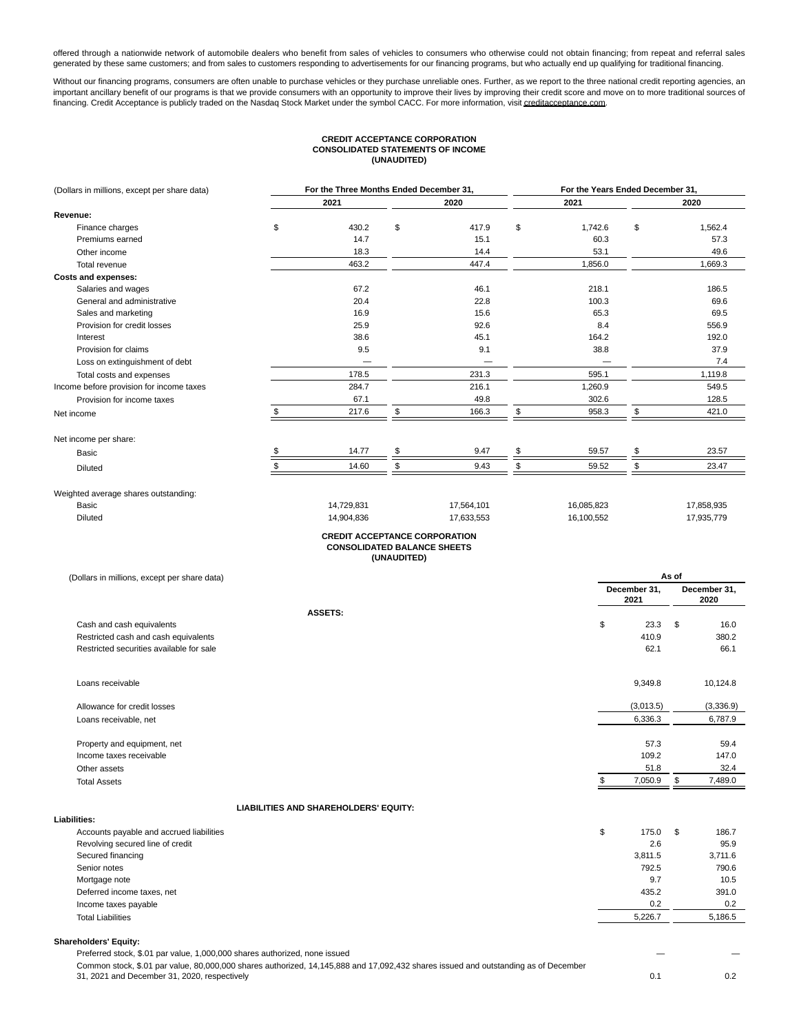offered through a nationwide network of automobile dealers who benefit from sales of vehicles to consumers who otherwise could not obtain financing; from repeat and referral sales generated by these same customers; and from sales to customers responding to advertisements for our financing programs, but who actually end up qualifying for traditional financing.

Without our financing programs, consumers are often unable to purchase vehicles or they purchase unreliable ones. Further, as we report to the three national credit reporting agencies, an important ancillary benefit of our programs is that we provide consumers with an opportunity to improve their lives by improving their credit score and move on to more traditional sources of financing. Credit Acceptance is publicly traded on the Nasdaq Stock Market under the symbol CACC. For more information, visit creditacceptance.com.

**CREDIT ACCEPTANCE CORPORATION**
**CONSOLIDATED STATEMENTS OF INCOME**
**(UNAUDITED)**

| (Dollars in millions, except per share data) | For the Three Months Ended December 31, | | For the Years Ended December 31, | |
|---|---|---|---|---|
| | 2021 | 2020 | 2021 | 2020 |
| **Revenue:** | | | | |
| Finance charges | $ 430.2 | $ 417.9 | $ 1,742.6 | $ 1,562.4 |
| Premiums earned | 14.7 | 15.1 | 60.3 | 57.3 |
| Other income | 18.3 | 14.4 | 53.1 | 49.6 |
| Total revenue | 463.2 | 447.4 | 1,856.0 | 1,669.3 |
| **Costs and expenses:** | | | | |
| Salaries and wages | 67.2 | 46.1 | 218.1 | 186.5 |
| General and administrative | 20.4 | 22.8 | 100.3 | 69.6 |
| Sales and marketing | 16.9 | 15.6 | 65.3 | 69.5 |
| Provision for credit losses | 25.9 | 92.6 | 8.4 | 556.9 |
| Interest | 38.6 | 45.1 | 164.2 | 192.0 |
| Provision for claims | 9.5 | 9.1 | 38.8 | 37.9 |
| Loss on extinguishment of debt | — | — | — | 7.4 |
| Total costs and expenses | 178.5 | 231.3 | 595.1 | 1,119.8 |
| Income before provision for income taxes | 284.7 | 216.1 | 1,260.9 | 549.5 |
| Provision for income taxes | 67.1 | 49.8 | 302.6 | 128.5 |
| Net income | $ 217.6 | $ 166.3 | $ 958.3 | $ 421.0 |
| | | | | |
| Net income per share: | | | | |
| Basic | $ 14.77 | $ 9.47 | $ 59.57 | $ 23.57 |
| Diluted | $ 14.60 | $ 9.43 | $ 59.52 | $ 23.47 |
| | | | | |
| Weighted average shares outstanding: | | | | |
| Basic | 14,729,831 | 17,564,101 | 16,085,823 | 17,858,935 |
| Diluted | 14,904,836 | 17,633,553 | 16,100,552 | 17,935,779 |

**CREDIT ACCEPTANCE CORPORATION**
**CONSOLIDATED BALANCE SHEETS**
**(UNAUDITED)**

| (Dollars in millions, except per share data) | As of | |
|---|---|---|
| | December 31, 2021 | December 31, 2020 |
| **ASSETS:** | | |
| Cash and cash equivalents | $ 23.3 | $ 16.0 |
| Restricted cash and cash equivalents | 410.9 | 380.2 |
| Restricted securities available for sale | 62.1 | 66.1 |
| | | |
| Loans receivable | 9,349.8 | 10,124.8 |
| | | |
| Allowance for credit losses | (3,013.5) | (3,336.9) |
| Loans receivable, net | 6,336.3 | 6,787.9 |
| | | |
| Property and equipment, net | 57.3 | 59.4 |
| Income taxes receivable | 109.2 | 147.0 |
| Other assets | 51.8 | 32.4 |
| Total Assets | $ 7,050.9 | $ 7,489.0 |
| | | |
| **LIABILITIES AND SHAREHOLDERS' EQUITY:** | | |
| **Liabilities:** | | |
| Accounts payable and accrued liabilities | $ 175.0 | $ 186.7 |
| Revolving secured line of credit | 2.6 | 95.9 |
| Secured financing | 3,811.5 | 3,711.6 |
| Senior notes | 792.5 | 790.6 |
| Mortgage note | 9.7 | 10.5 |
| Deferred income taxes, net | 435.2 | 391.0 |
| Income taxes payable | 0.2 | 0.2 |
| Total Liabilities | 5,226.7 | 5,186.5 |
| | | |
| **Shareholders' Equity:** | | |
| Preferred stock, $.01 par value, 1,000,000 shares authorized, none issued | — | — |
| Common stock, $.01 par value, 80,000,000 shares authorized, 14,145,888 and 17,092,432 shares issued and outstanding as of December 31, 2021 and December 31, 2020, respectively | 0.1 | 0.2 |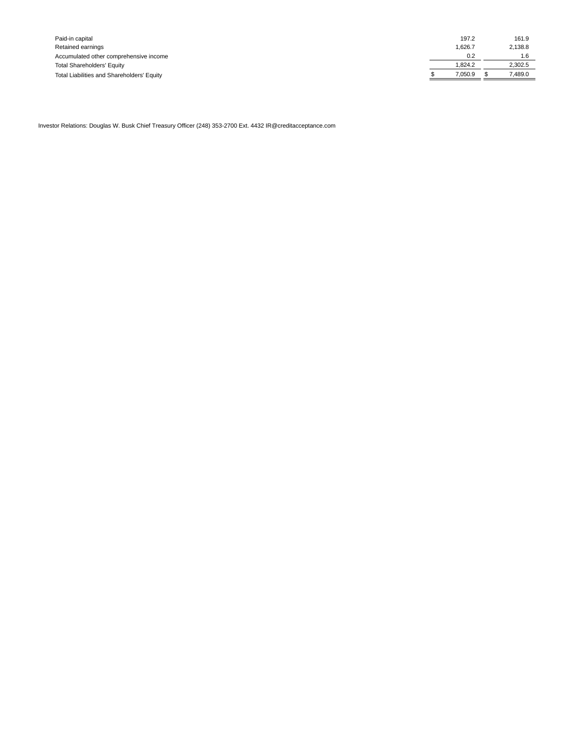| | | |
|---|---|---|
| Paid-in capital | 197.2 | 161.9 |
| Retained earnings | 1,626.7 | 2,138.8 |
| Accumulated other comprehensive income | 0.2 | 1.6 |
| Total Shareholders' Equity | 1,824.2 | 2,302.5 |
| Total Liabilities and Shareholders' Equity | $ 7,050.9 | $ 7,489.0 |

Investor Relations: Douglas W. Busk Chief Treasury Officer (248) 353-2700 Ext. 4432 IR@creditacceptance.com